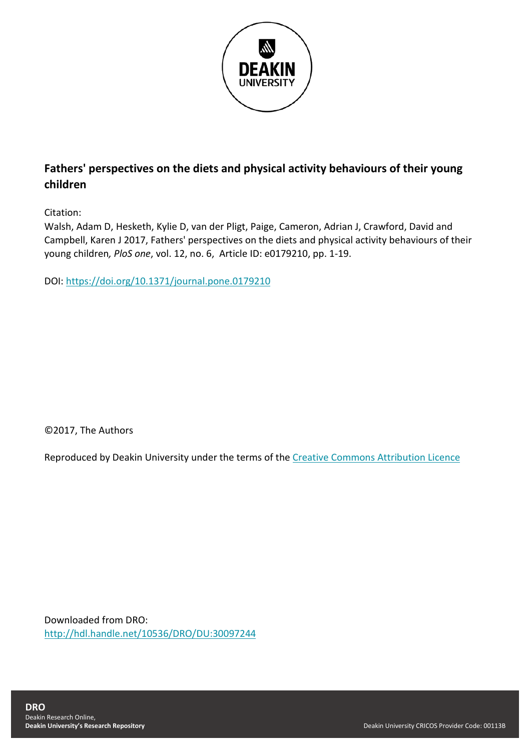DEAKIN UNIVERSITY

## Fathers' perspectives on the diets and physical activity behaviours of their young children

Citation:
Walsh, Adam D, Hesketh, Kylie D, van der Pligt, Paige, Cameron, Adrian J, Crawford, David and Campbell, Karen J 2017, Fathers' perspectives on the diets and physical activity behaviours of their young children*, PloS one*, vol. 12, no. 6, Article ID: e0179210, pp. 1-19.

DOI: https://doi.org/10.1371/journal.pone.0179210

©2017, The Authors

Reproduced by Deakin University under the terms of the Creative Commons Attribution Licence

Downloaded from DRO:
http://hdl.handle.net/10536/DRO/DU:30097244

**DRO**
Deakin Research Online,
**Deakin University's Research Repository**

Deakin University CRICOS Provider Code: 00113B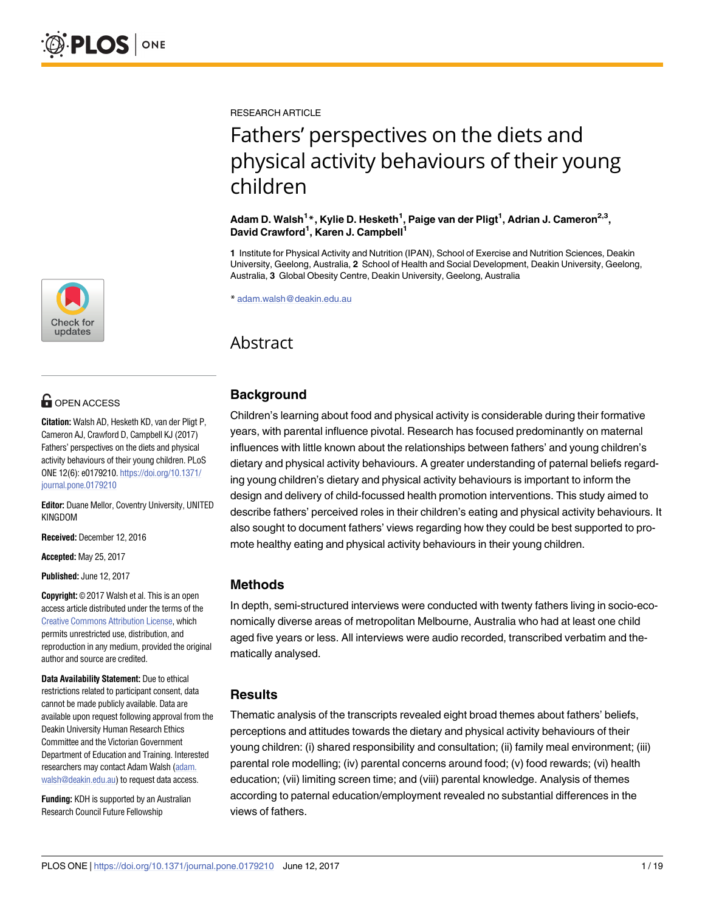RESEARCH ARTICLE

# Fathers' perspectives on the diets and physical activity behaviours of their young children

**Adam D. Walsh[1]*, Kylie D. Hesketh[1], Paige van der Pligt[1], Adrian J. Cameron[2,3], David Crawford[1], Karen J. Campbell[1]**

**1** Institute for Physical Activity and Nutrition (IPAN), School of Exercise and Nutrition Sciences, Deakin University, Geelong, Australia, **2** School of Health and Social Development, Deakin University, Geelong, Australia, **3** Global Obesity Centre, Deakin University, Geelong, Australia

* adam.walsh@deakin.edu.au

OPEN ACCESS

**Citation:** Walsh AD, Hesketh KD, van der Pligt P, Cameron AJ, Crawford D, Campbell KJ (2017) Fathers' perspectives on the diets and physical activity behaviours of their young children. PLoS ONE 12(6): e0179210. https://doi.org/10.1371/journal.pone.0179210

**Editor:** Duane Mellor, Coventry University, UNITED KINGDOM

**Received:** December 12, 2016

**Accepted:** May 25, 2017

**Published:** June 12, 2017

**Copyright:** © 2017 Walsh et al. This is an open access article distributed under the terms of the Creative Commons Attribution License, which permits unrestricted use, distribution, and reproduction in any medium, provided the original author and source are credited.

**Data Availability Statement:** Due to ethical restrictions related to participant consent, data cannot be made publicly available. Data are available upon request following approval from the Deakin University Human Research Ethics Committee and the Victorian Government Department of Education and Training. Interested researchers may contact Adam Walsh (adam.walsh@deakin.edu.au) to request data access.

**Funding:** KDH is supported by an Australian Research Council Future Fellowship

## Abstract

### Background

Children's learning about food and physical activity is considerable during their formative years, with parental influence pivotal. Research has focused predominantly on maternal influences with little known about the relationships between fathers' and young children's dietary and physical activity behaviours. A greater understanding of paternal beliefs regarding young children's dietary and physical activity behaviours is important to inform the design and delivery of child-focussed health promotion interventions. This study aimed to describe fathers' perceived roles in their children's eating and physical activity behaviours. It also sought to document fathers' views regarding how they could be best supported to promote healthy eating and physical activity behaviours in their young children.

### Methods

In depth, semi-structured interviews were conducted with twenty fathers living in socio-economically diverse areas of metropolitan Melbourne, Australia who had at least one child aged five years or less. All interviews were audio recorded, transcribed verbatim and thematically analysed.

### Results

Thematic analysis of the transcripts revealed eight broad themes about fathers' beliefs, perceptions and attitudes towards the dietary and physical activity behaviours of their young children: (i) shared responsibility and consultation; (ii) family meal environment; (iii) parental role modelling; (iv) parental concerns around food; (v) food rewards; (vi) health education; (vii) limiting screen time; and (viii) parental knowledge. Analysis of themes according to paternal education/employment revealed no substantial differences in the views of fathers.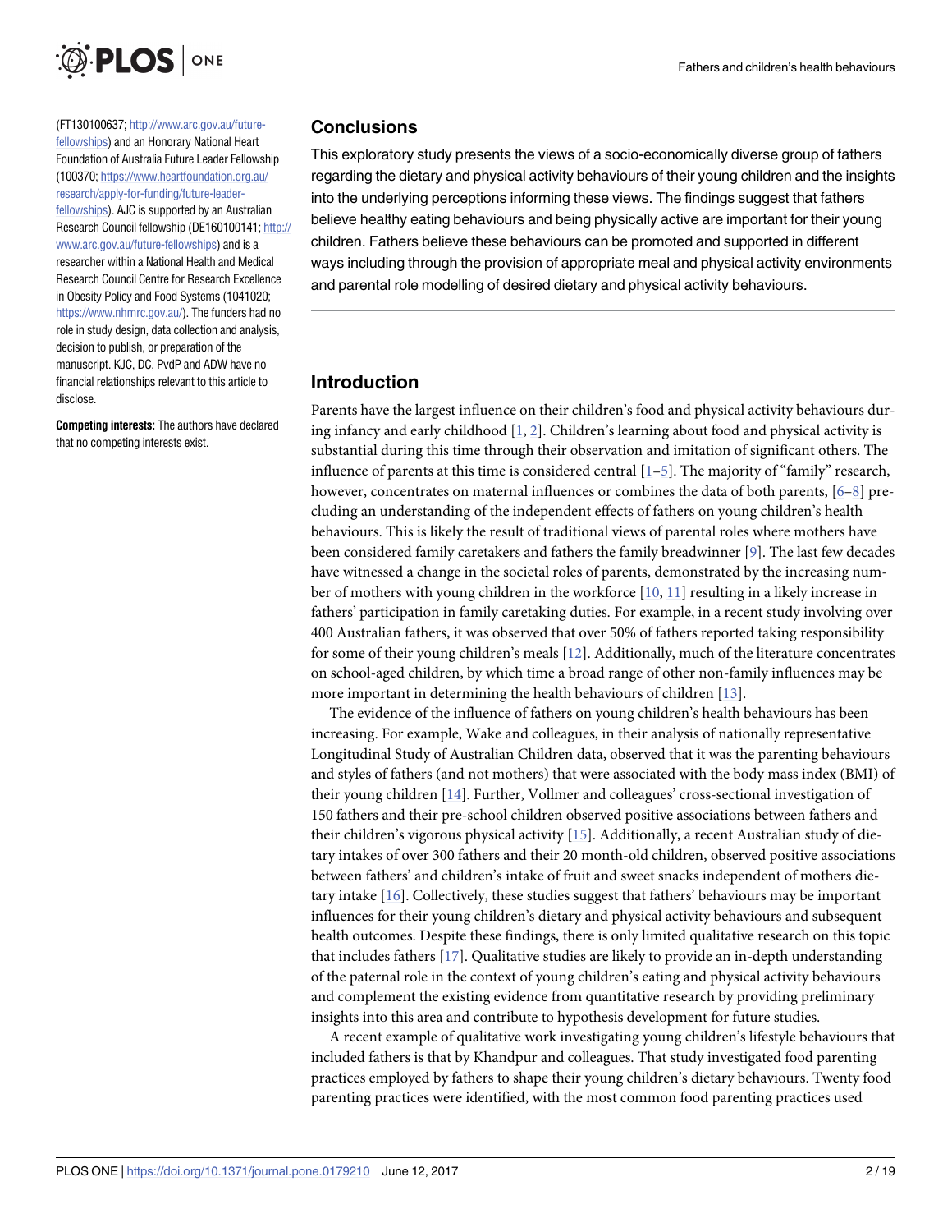(FT130100637; http://www.arc.gov.au/future-fellowships) and an Honorary National Heart Foundation of Australia Future Leader Fellowship (100370; https://www.heartfoundation.org.au/research/apply-for-funding/future-leader-fellowships). AJC is supported by an Australian Research Council fellowship (DE160100141; http://www.arc.gov.au/future-fellowships) and is a researcher within a National Health and Medical Research Council Centre for Research Excellence in Obesity Policy and Food Systems (1041020; https://www.nhmrc.gov.au/). The funders had no role in study design, data collection and analysis, decision to publish, or preparation of the manuscript. KJC, DC, PvdP and ADW have no financial relationships relevant to this article to disclose.

**Competing interests:** The authors have declared that no competing interests exist.

## Conclusions

This exploratory study presents the views of a socio-economically diverse group of fathers regarding the dietary and physical activity behaviours of their young children and the insights into the underlying perceptions informing these views. The findings suggest that fathers believe healthy eating behaviours and being physically active are important for their young children. Fathers believe these behaviours can be promoted and supported in different ways including through the provision of appropriate meal and physical activity environments and parental role modelling of desired dietary and physical activity behaviours.

## Introduction

Parents have the largest influence on their children's food and physical activity behaviours during infancy and early childhood [1, 2]. Children's learning about food and physical activity is substantial during this time through their observation and imitation of significant others. The influence of parents at this time is considered central [1–5]. The majority of "family" research, however, concentrates on maternal influences or combines the data of both parents, [6–8] precluding an understanding of the independent effects of fathers on young children's health behaviours. This is likely the result of traditional views of parental roles where mothers have been considered family caretakers and fathers the family breadwinner [9]. The last few decades have witnessed a change in the societal roles of parents, demonstrated by the increasing number of mothers with young children in the workforce [10, 11] resulting in a likely increase in fathers' participation in family caretaking duties. For example, in a recent study involving over 400 Australian fathers, it was observed that over 50% of fathers reported taking responsibility for some of their young children's meals [12]. Additionally, much of the literature concentrates on school-aged children, by which time a broad range of other non-family influences may be more important in determining the health behaviours of children [13].

The evidence of the influence of fathers on young children's health behaviours has been increasing. For example, Wake and colleagues, in their analysis of nationally representative Longitudinal Study of Australian Children data, observed that it was the parenting behaviours and styles of fathers (and not mothers) that were associated with the body mass index (BMI) of their young children [14]. Further, Vollmer and colleagues' cross-sectional investigation of 150 fathers and their pre-school children observed positive associations between fathers and their children's vigorous physical activity [15]. Additionally, a recent Australian study of dietary intakes of over 300 fathers and their 20 month-old children, observed positive associations between fathers' and children's intake of fruit and sweet snacks independent of mothers dietary intake [16]. Collectively, these studies suggest that fathers' behaviours may be important influences for their young children's dietary and physical activity behaviours and subsequent health outcomes. Despite these findings, there is only limited qualitative research on this topic that includes fathers [17]. Qualitative studies are likely to provide an in-depth understanding of the paternal role in the context of young children's eating and physical activity behaviours and complement the existing evidence from quantitative research by providing preliminary insights into this area and contribute to hypothesis development for future studies.

A recent example of qualitative work investigating young children's lifestyle behaviours that included fathers is that by Khandpur and colleagues. That study investigated food parenting practices employed by fathers to shape their young children's dietary behaviours. Twenty food parenting practices were identified, with the most common food parenting practices used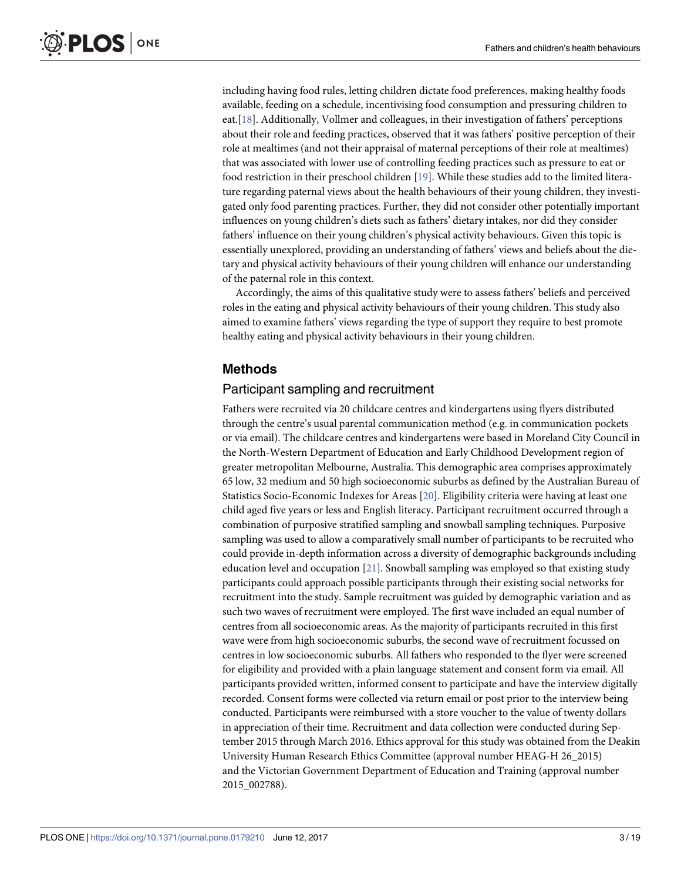including having food rules, letting children dictate food preferences, making healthy foods available, feeding on a schedule, incentivising food consumption and pressuring children to eat.[18]. Additionally, Vollmer and colleagues, in their investigation of fathers' perceptions about their role and feeding practices, observed that it was fathers' positive perception of their role at mealtimes (and not their appraisal of maternal perceptions of their role at mealtimes) that was associated with lower use of controlling feeding practices such as pressure to eat or food restriction in their preschool children [19]. While these studies add to the limited literature regarding paternal views about the health behaviours of their young children, they investigated only food parenting practices. Further, they did not consider other potentially important influences on young children's diets such as fathers' dietary intakes, nor did they consider fathers' influence on their young children's physical activity behaviours. Given this topic is essentially unexplored, providing an understanding of fathers' views and beliefs about the dietary and physical activity behaviours of their young children will enhance our understanding of the paternal role in this context.

Accordingly, the aims of this qualitative study were to assess fathers' beliefs and perceived roles in the eating and physical activity behaviours of their young children. This study also aimed to examine fathers' views regarding the type of support they require to best promote healthy eating and physical activity behaviours in their young children.

## Methods

### Participant sampling and recruitment

Fathers were recruited via 20 childcare centres and kindergartens using flyers distributed through the centre's usual parental communication method (e.g. in communication pockets or via email). The childcare centres and kindergartens were based in Moreland City Council in the North-Western Department of Education and Early Childhood Development region of greater metropolitan Melbourne, Australia. This demographic area comprises approximately 65 low, 32 medium and 50 high socioeconomic suburbs as defined by the Australian Bureau of Statistics Socio-Economic Indexes for Areas [20]. Eligibility criteria were having at least one child aged five years or less and English literacy. Participant recruitment occurred through a combination of purposive stratified sampling and snowball sampling techniques. Purposive sampling was used to allow a comparatively small number of participants to be recruited who could provide in-depth information across a diversity of demographic backgrounds including education level and occupation [21]. Snowball sampling was employed so that existing study participants could approach possible participants through their existing social networks for recruitment into the study. Sample recruitment was guided by demographic variation and as such two waves of recruitment were employed. The first wave included an equal number of centres from all socioeconomic areas. As the majority of participants recruited in this first wave were from high socioeconomic suburbs, the second wave of recruitment focussed on centres in low socioeconomic suburbs. All fathers who responded to the flyer were screened for eligibility and provided with a plain language statement and consent form via email. All participants provided written, informed consent to participate and have the interview digitally recorded. Consent forms were collected via return email or post prior to the interview being conducted. Participants were reimbursed with a store voucher to the value of twenty dollars in appreciation of their time. Recruitment and data collection were conducted during September 2015 through March 2016. Ethics approval for this study was obtained from the Deakin University Human Research Ethics Committee (approval number HEAG-H 26_2015) and the Victorian Government Department of Education and Training (approval number 2015_002788).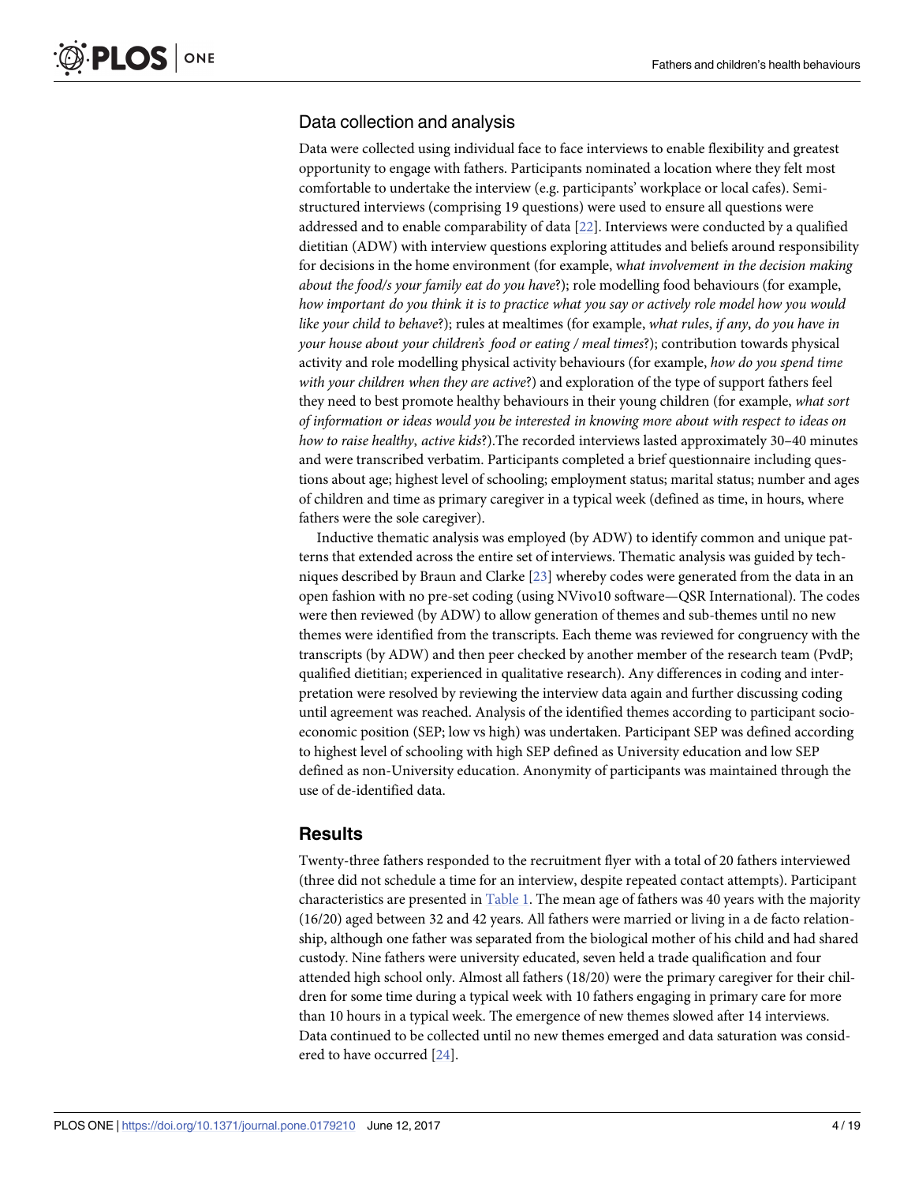## Data collection and analysis

Data were collected using individual face to face interviews to enable flexibility and greatest opportunity to engage with fathers. Participants nominated a location where they felt most comfortable to undertake the interview (e.g. participants' workplace or local cafes). Semi-structured interviews (comprising 19 questions) were used to ensure all questions were addressed and to enable comparability of data [22]. Interviews were conducted by a qualified dietitian (ADW) with interview questions exploring attitudes and beliefs around responsibility for decisions in the home environment (for example, *what involvement in the decision making about the food/s your family eat do you have*?); role modelling food behaviours (for example, *how important do you think it is to practice what you say or actively role model how you would like your child to behave*?); rules at mealtimes (for example, *what rules*, *if any*, *do you have in your house about your children's food or eating / meal times*?); contribution towards physical activity and role modelling physical activity behaviours (for example, *how do you spend time with your children when they are active*?) and exploration of the type of support fathers feel they need to best promote healthy behaviours in their young children (for example, *what sort of information or ideas would you be interested in knowing more about with respect to ideas on how to raise healthy*, *active kids*?).The recorded interviews lasted approximately 30–40 minutes and were transcribed verbatim. Participants completed a brief questionnaire including questions about age; highest level of schooling; employment status; marital status; number and ages of children and time as primary caregiver in a typical week (defined as time, in hours, where fathers were the sole caregiver).

Inductive thematic analysis was employed (by ADW) to identify common and unique patterns that extended across the entire set of interviews. Thematic analysis was guided by techniques described by Braun and Clarke [23] whereby codes were generated from the data in an open fashion with no pre-set coding (using NVivo10 software—QSR International). The codes were then reviewed (by ADW) to allow generation of themes and sub-themes until no new themes were identified from the transcripts. Each theme was reviewed for congruency with the transcripts (by ADW) and then peer checked by another member of the research team (PvdP; qualified dietitian; experienced in qualitative research). Any differences in coding and interpretation were resolved by reviewing the interview data again and further discussing coding until agreement was reached. Analysis of the identified themes according to participant socio-economic position (SEP; low vs high) was undertaken. Participant SEP was defined according to highest level of schooling with high SEP defined as University education and low SEP defined as non-University education. Anonymity of participants was maintained through the use of de-identified data.

## Results

Twenty-three fathers responded to the recruitment flyer with a total of 20 fathers interviewed (three did not schedule a time for an interview, despite repeated contact attempts). Participant characteristics are presented in Table 1. The mean age of fathers was 40 years with the majority (16/20) aged between 32 and 42 years. All fathers were married or living in a de facto relationship, although one father was separated from the biological mother of his child and had shared custody. Nine fathers were university educated, seven held a trade qualification and four attended high school only. Almost all fathers (18/20) were the primary caregiver for their children for some time during a typical week with 10 fathers engaging in primary care for more than 10 hours in a typical week. The emergence of new themes slowed after 14 interviews. Data continued to be collected until no new themes emerged and data saturation was considered to have occurred [24].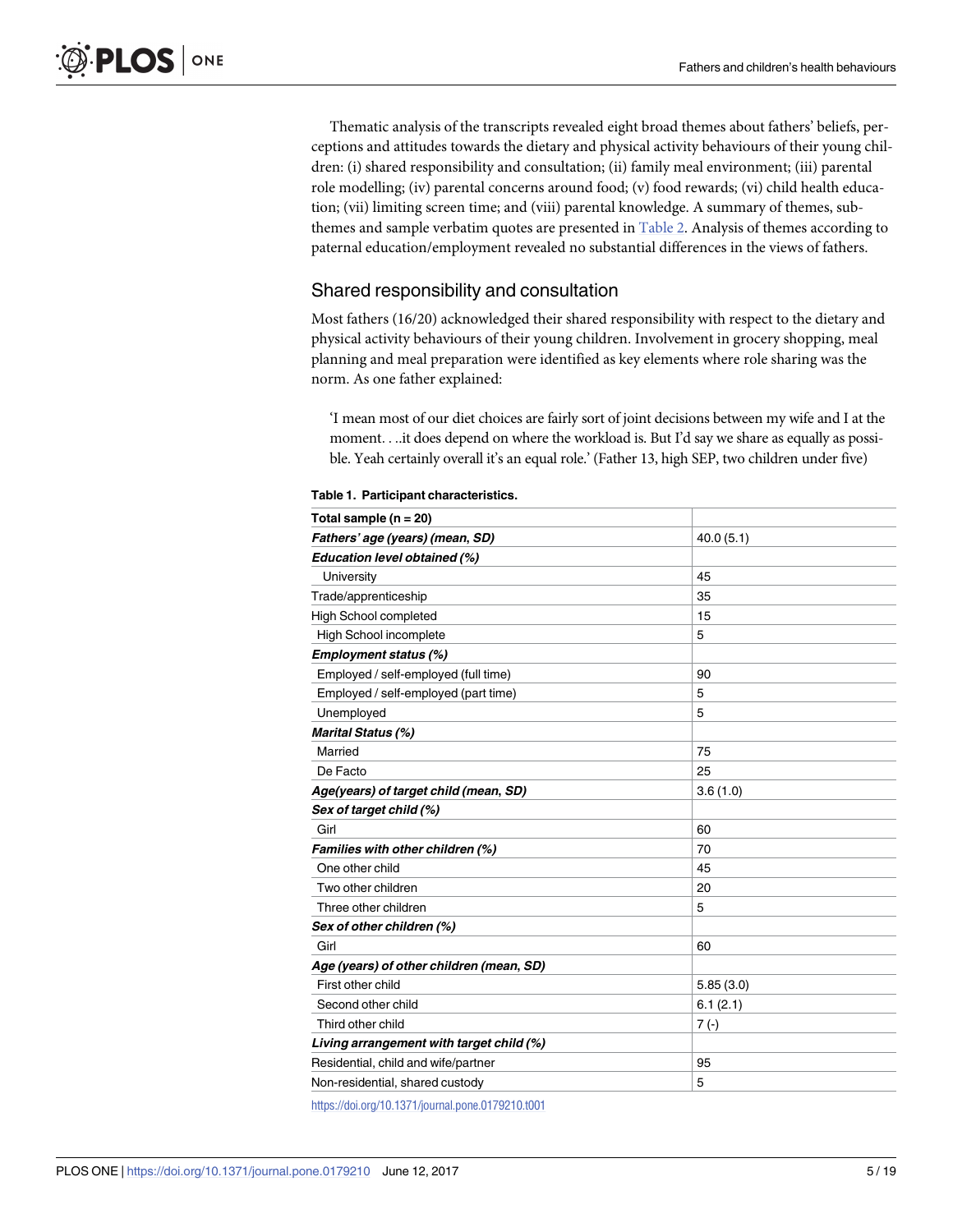Thematic analysis of the transcripts revealed eight broad themes about fathers' beliefs, perceptions and attitudes towards the dietary and physical activity behaviours of their young children: (i) shared responsibility and consultation; (ii) family meal environment; (iii) parental role modelling; (iv) parental concerns around food; (v) food rewards; (vi) child health education; (vii) limiting screen time; and (viii) parental knowledge. A summary of themes, sub-themes and sample verbatim quotes are presented in Table 2. Analysis of themes according to paternal education/employment revealed no substantial differences in the views of fathers.

## Shared responsibility and consultation

Most fathers (16/20) acknowledged their shared responsibility with respect to the dietary and physical activity behaviours of their young children. Involvement in grocery shopping, meal planning and meal preparation were identified as key elements where role sharing was the norm. As one father explained:

> 'I mean most of our diet choices are fairly sort of joint decisions between my wife and I at the moment. . ..it does depend on where the workload is. But I'd say we share as equally as possible. Yeah certainly overall it's an equal role.' (Father 13, high SEP, two children under five)

**Table 1. Participant characteristics.**

| **Total sample (n = 20)** | |
|---|---|
| ***Fathers' age (years) (mean, SD)*** | 40.0 (5.1) |
| ***Education level obtained (%)*** | |
| University | 45 |
| Trade/apprenticeship | 35 |
| High School completed | 15 |
| High School incomplete | 5 |
| ***Employment status (%)*** | |
| Employed / self-employed (full time) | 90 |
| Employed / self-employed (part time) | 5 |
| Unemployed | 5 |
| ***Marital Status (%)*** | |
| Married | 75 |
| De Facto | 25 |
| ***Age(years) of target child (mean, SD)*** | 3.6 (1.0) |
| ***Sex of target child (%)*** | |
| Girl | 60 |
| ***Families with other children (%)*** | 70 |
| One other child | 45 |
| Two other children | 20 |
| Three other children | 5 |
| ***Sex of other children (%)*** | |
| Girl | 60 |
| ***Age (years) of other children (mean, SD)*** | |
| First other child | 5.85 (3.0) |
| Second other child | 6.1 (2.1) |
| Third other child | 7 (-) |
| ***Living arrangement with target child (%)*** | |
| Residential, child and wife/partner | 95 |
| Non-residential, shared custody | 5 |

https://doi.org/10.1371/journal.pone.0179210.t001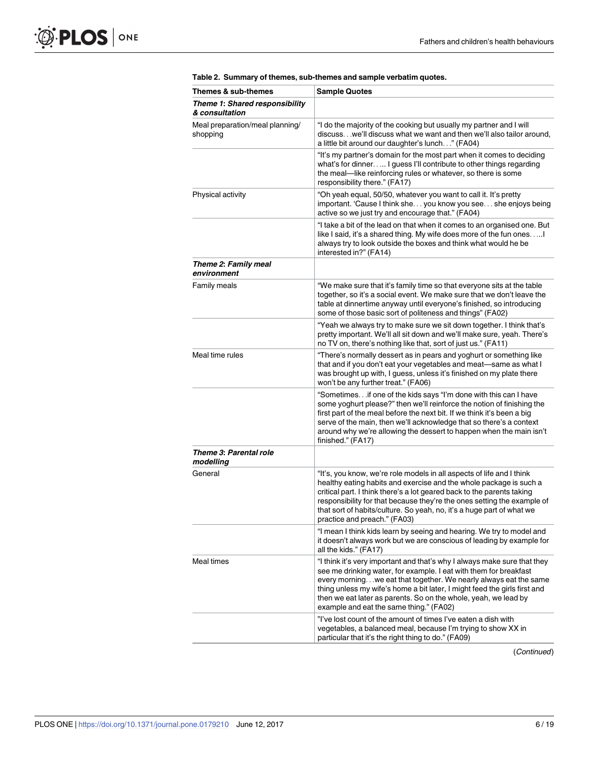**Table 2. Summary of themes, sub-themes and sample verbatim quotes.**

| Themes & sub-themes | Sample Quotes |
| --- | --- |
| ***Theme 1: Shared responsibility & consultation*** | |
| Meal preparation/meal planning/ shopping | "I do the majority of the cooking but usually my partner and I will discuss. . .we'll discuss what we want and then we'll also tailor around, a little bit around our daughter's lunch. . ." (FA04) |
| | "It's my partner's domain for the most part when it comes to deciding what's for dinner. . .... I guess I'll contribute to other things regarding the meal—like reinforcing rules or whatever, so there is some responsibility there." (FA17) |
| Physical activity | "Oh yeah equal, 50/50, whatever you want to call it. It's pretty important. 'Cause I think she. . . you know you see. . . she enjoys being active so we just try and encourage that." (FA04) |
| | "I take a bit of the lead on that when it comes to an organised one. But like I said, it's a shared thing. My wife does more of the fun ones. . ...I always try to look outside the boxes and think what would he be interested in?" (FA14) |
| ***Theme 2: Family meal environment*** | |
| Family meals | "We make sure that it's family time so that everyone sits at the table together, so it's a social event. We make sure that we don't leave the table at dinnertime anyway until everyone's finished, so introducing some of those basic sort of politeness and things" (FA02) |
| | "Yeah we always try to make sure we sit down together. I think that's pretty important. We'll all sit down and we'll make sure, yeah. There's no TV on, there's nothing like that, sort of just us." (FA11) |
| Meal time rules | "There's normally dessert as in pears and yoghurt or something like that and if you don't eat your vegetables and meat—same as what I was brought up with, I guess, unless it's finished on my plate there won't be any further treat." (FA06) |
| | "Sometimes. . .if one of the kids says "I'm done with this can I have some yoghurt please?" then we'll reinforce the notion of finishing the first part of the meal before the next bit. If we think it's been a big serve of the main, then we'll acknowledge that so there's a context around why we're allowing the dessert to happen when the main isn't finished." (FA17) |
| ***Theme 3: Parental role modelling*** | |
| General | "It's, you know, we're role models in all aspects of life and I think healthy eating habits and exercise and the whole package is such a critical part. I think there's a lot geared back to the parents taking responsibility for that because they're the ones setting the example of that sort of habits/culture. So yeah, no, it's a huge part of what we practice and preach." (FA03) |
| | "I mean I think kids learn by seeing and hearing. We try to model and it doesn't always work but we are conscious of leading by example for all the kids." (FA17) |
| Meal times | "I think it's very important and that's why I always make sure that they see me drinking water, for example. I eat with them for breakfast every morning. . .we eat that together. We nearly always eat the same thing unless my wife's home a bit later, I might feed the girls first and then we eat later as parents. So on the whole, yeah, we lead by example and eat the same thing." (FA02) |
| | "I've lost count of the amount of times I've eaten a dish with vegetables, a balanced meal, because I'm trying to show XX in particular that it's the right thing to do." (FA09) |

(*Continued*)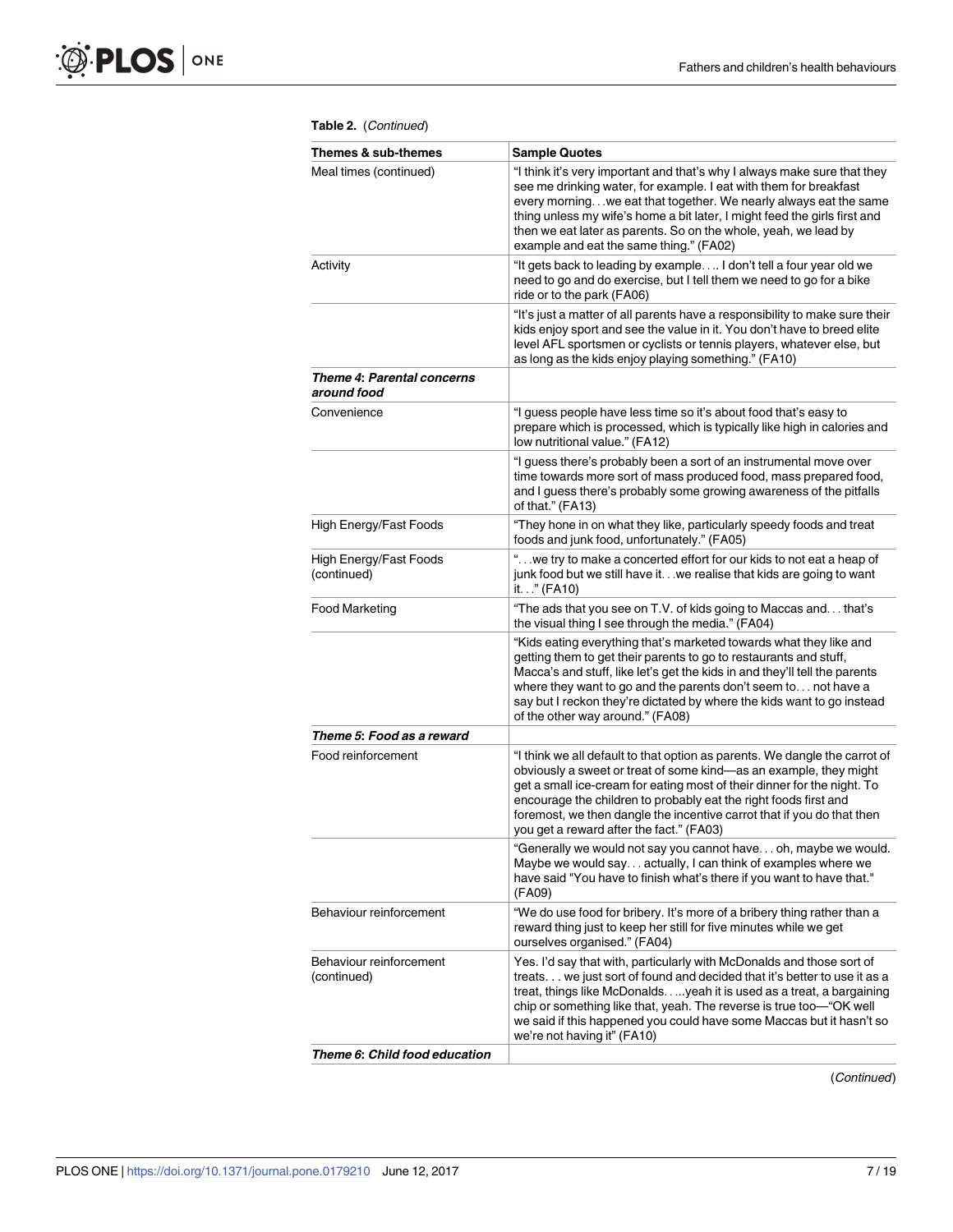**Table 2.** (*Continued*)

| Themes & sub-themes | Sample Quotes |
|---|---|
| Meal times (continued) | "I think it's very important and that's why I always make sure that they see me drinking water, for example. I eat with them for breakfast every morning. . .we eat that together. We nearly always eat the same thing unless my wife's home a bit later, I might feed the girls first and then we eat later as parents. So on the whole, yeah, we lead by example and eat the same thing." (FA02) |
| Activity | "It gets back to leading by example. . .. I don't tell a four year old we need to go and do exercise, but I tell them we need to go for a bike ride or to the park (FA06) |
| | "It's just a matter of all parents have a responsibility to make sure their kids enjoy sport and see the value in it. You don't have to breed elite level AFL sportsmen or cyclists or tennis players, whatever else, but as long as the kids enjoy playing something." (FA10) |
| ***Theme 4*: *Parental concerns around food*** | |
| Convenience | "I guess people have less time so it's about food that's easy to prepare which is processed, which is typically like high in calories and low nutritional value." (FA12) |
| | "I guess there's probably been a sort of an instrumental move over time towards more sort of mass produced food, mass prepared food, and I guess there's probably some growing awareness of the pitfalls of that." (FA13) |
| High Energy/Fast Foods | "They hone in on what they like, particularly speedy foods and treat foods and junk food, unfortunately." (FA05) |
| High Energy/Fast Foods (continued) | ". . .we try to make a concerted effort for our kids to not eat a heap of junk food but we still have it. . .we realise that kids are going to want it. . ." (FA10) |
| Food Marketing | "The ads that you see on T.V. of kids going to Maccas and. . . that's the visual thing I see through the media." (FA04) |
| | "Kids eating everything that's marketed towards what they like and getting them to get their parents to go to restaurants and stuff, Macca's and stuff, like let's get the kids in and they'll tell the parents where they want to go and the parents don't seem to. . . not have a say but I reckon they're dictated by where the kids want to go instead of the other way around." (FA08) |
| ***Theme 5*: *Food as a reward*** | |
| Food reinforcement | "I think we all default to that option as parents. We dangle the carrot of obviously a sweet or treat of some kind—as an example, they might get a small ice-cream for eating most of their dinner for the night. To encourage the children to probably eat the right foods first and foremost, we then dangle the incentive carrot that if you do that then you get a reward after the fact." (FA03) |
| | "Generally we would not say you cannot have. . . oh, maybe we would. Maybe we would say. . . actually, I can think of examples where we have said "You have to finish what's there if you want to have that." (FA09) |
| Behaviour reinforcement | "We do use food for bribery. It's more of a bribery thing rather than a reward thing just to keep her still for five minutes while we get ourselves organised." (FA04) |
| Behaviour reinforcement (continued) | Yes. I'd say that with, particularly with McDonalds and those sort of treats. . . we just sort of found and decided that it's better to use it as a treat, things like McDonalds. . ...yeah it is used as a treat, a bargaining chip or something like that, yeah. The reverse is true too—"OK well we said if this happened you could have some Maccas but it hasn't so we're not having it" (FA10) |
| ***Theme 6*: *Child food education*** | |

(*Continued*)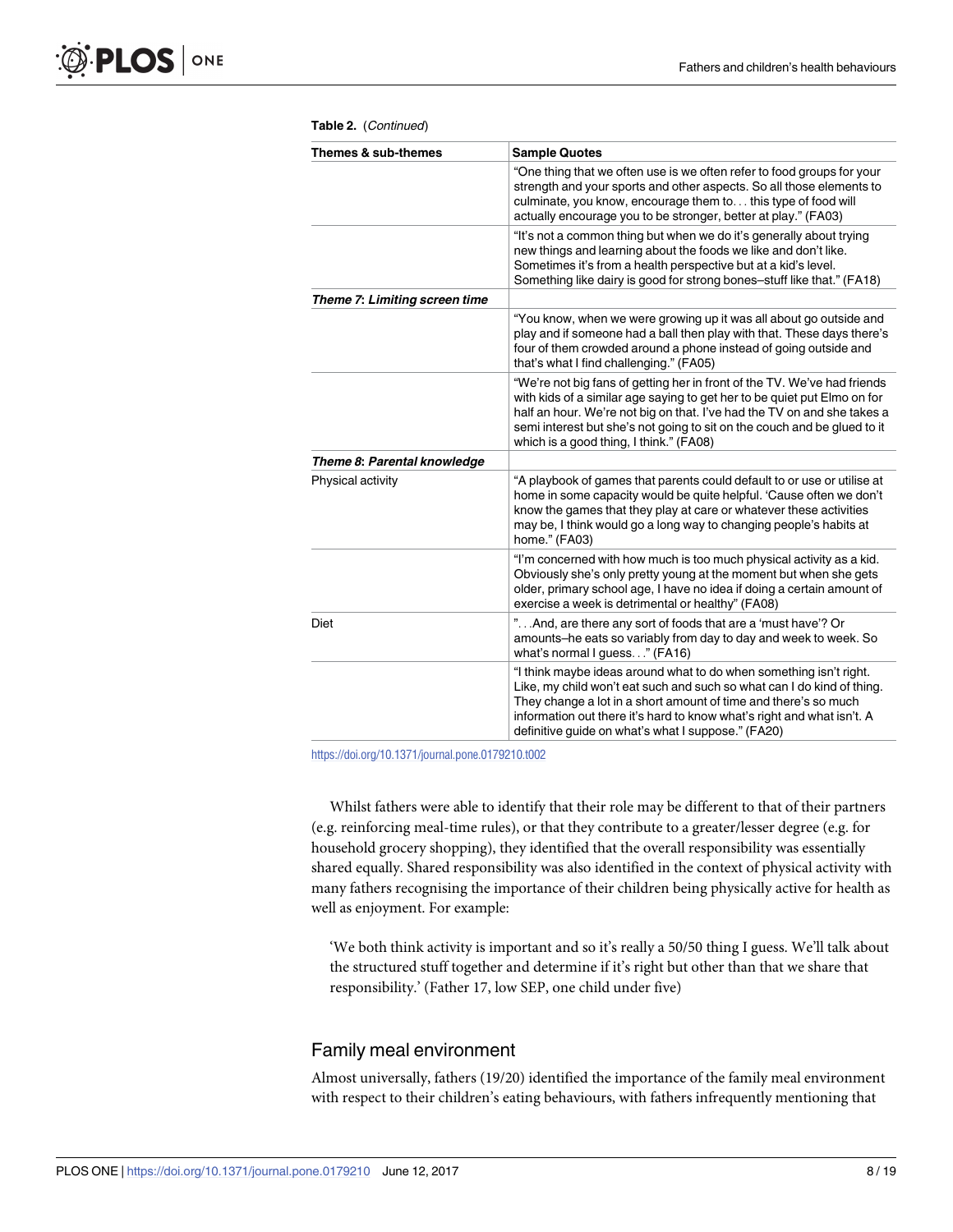**Table 2.** (*Continued*)

| Themes & sub-themes | Sample Quotes |
|---|---|
| | "One thing that we often use is we often refer to food groups for your strength and your sports and other aspects. So all those elements to culminate, you know, encourage them to. . . this type of food will actually encourage you to be stronger, better at play." (FA03) |
| | "It's not a common thing but when we do it's generally about trying new things and learning about the foods we like and don't like. Sometimes it's from a health perspective but at a kid's level. Something like dairy is good for strong bones–stuff like that." (FA18) |
| ***Theme 7*: *Limiting screen time*** | |
| | "You know, when we were growing up it was all about go outside and play and if someone had a ball then play with that. These days there's four of them crowded around a phone instead of going outside and that's what I find challenging." (FA05) |
| | "We're not big fans of getting her in front of the TV. We've had friends with kids of a similar age saying to get her to be quiet put Elmo on for half an hour. We're not big on that. I've had the TV on and she takes a semi interest but she's not going to sit on the couch and be glued to it which is a good thing, I think." (FA08) |
| ***Theme 8*: *Parental knowledge*** | |
| Physical activity | "A playbook of games that parents could default to or use or utilise at home in some capacity would be quite helpful. 'Cause often we don't know the games that they play at care or whatever these activities may be, I think would go a long way to changing people's habits at home." (FA03) |
| | "I'm concerned with how much is too much physical activity as a kid. Obviously she's only pretty young at the moment but when she gets older, primary school age, I have no idea if doing a certain amount of exercise a week is detrimental or healthy" (FA08) |
| Diet | ". . .And, are there any sort of foods that are a 'must have'? Or amounts–he eats so variably from day to day and week to week. So what's normal I guess. . ." (FA16) |
| | "I think maybe ideas around what to do when something isn't right. Like, my child won't eat such and such so what can I do kind of thing. They change a lot in a short amount of time and there's so much information out there it's hard to know what's right and what isn't. A definitive guide on what's what I suppose." (FA20) |

https://doi.org/10.1371/journal.pone.0179210.t002

Whilst fathers were able to identify that their role may be different to that of their partners (e.g. reinforcing meal-time rules), or that they contribute to a greater/lesser degree (e.g. for household grocery shopping), they identified that the overall responsibility was essentially shared equally. Shared responsibility was also identified in the context of physical activity with many fathers recognising the importance of their children being physically active for health as well as enjoyment. For example:

> 'We both think activity is important and so it's really a 50/50 thing I guess. We'll talk about the structured stuff together and determine if it's right but other than that we share that responsibility.' (Father 17, low SEP, one child under five)

## Family meal environment

Almost universally, fathers (19/20) identified the importance of the family meal environment with respect to their children's eating behaviours, with fathers infrequently mentioning that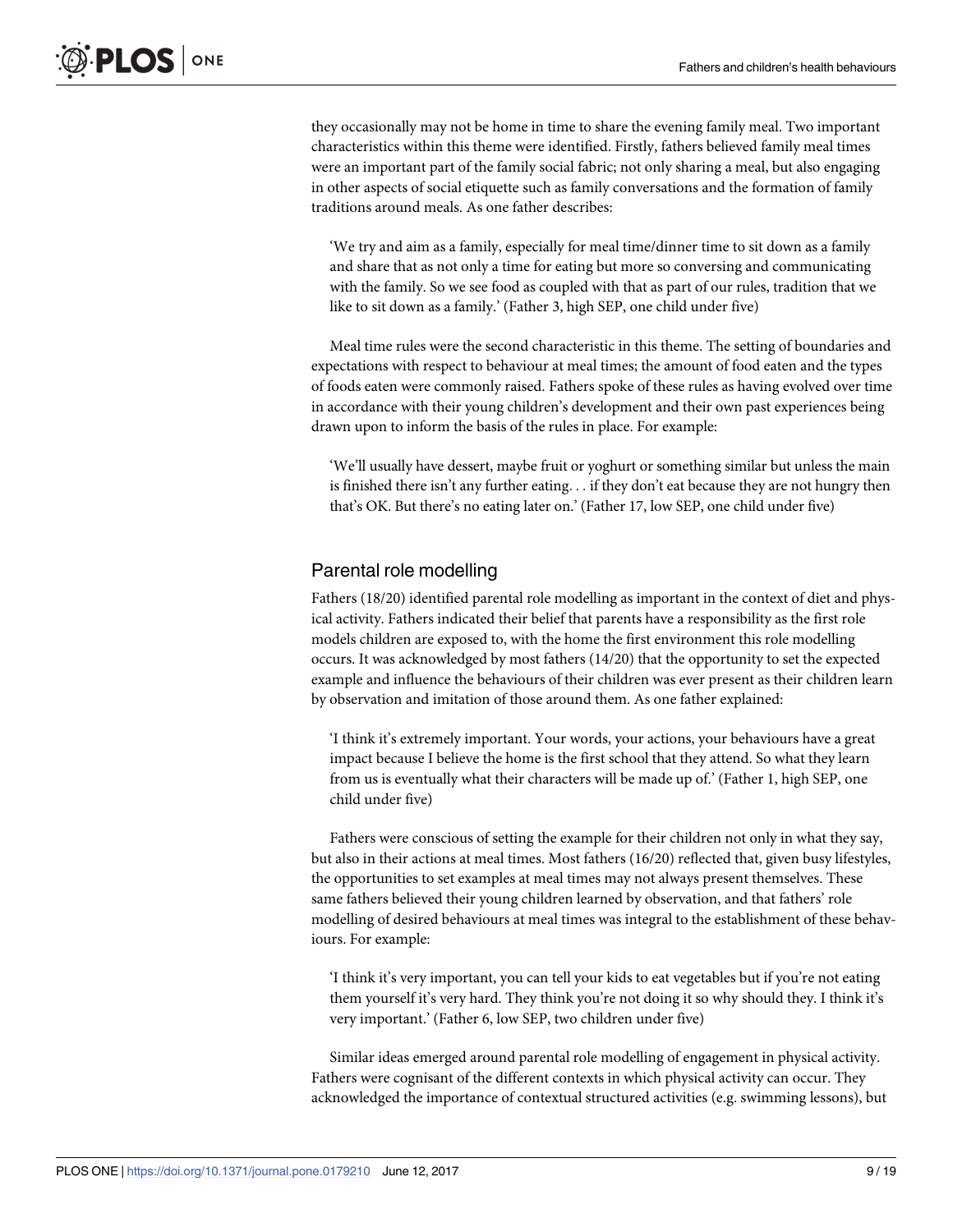they occasionally may not be home in time to share the evening family meal. Two important characteristics within this theme were identified. Firstly, fathers believed family meal times were an important part of the family social fabric; not only sharing a meal, but also engaging in other aspects of social etiquette such as family conversations and the formation of family traditions around meals. As one father describes:

> 'We try and aim as a family, especially for meal time/dinner time to sit down as a family and share that as not only a time for eating but more so conversing and communicating with the family. So we see food as coupled with that as part of our rules, tradition that we like to sit down as a family.' (Father 3, high SEP, one child under five)

Meal time rules were the second characteristic in this theme. The setting of boundaries and expectations with respect to behaviour at meal times; the amount of food eaten and the types of foods eaten were commonly raised. Fathers spoke of these rules as having evolved over time in accordance with their young children's development and their own past experiences being drawn upon to inform the basis of the rules in place. For example:

> 'We'll usually have dessert, maybe fruit or yoghurt or something similar but unless the main is finished there isn't any further eating. . . if they don't eat because they are not hungry then that's OK. But there's no eating later on.' (Father 17, low SEP, one child under five)

## Parental role modelling

Fathers (18/20) identified parental role modelling as important in the context of diet and physical activity. Fathers indicated their belief that parents have a responsibility as the first role models children are exposed to, with the home the first environment this role modelling occurs. It was acknowledged by most fathers (14/20) that the opportunity to set the expected example and influence the behaviours of their children was ever present as their children learn by observation and imitation of those around them. As one father explained:

> 'I think it's extremely important. Your words, your actions, your behaviours have a great impact because I believe the home is the first school that they attend. So what they learn from us is eventually what their characters will be made up of.' (Father 1, high SEP, one child under five)

Fathers were conscious of setting the example for their children not only in what they say, but also in their actions at meal times. Most fathers (16/20) reflected that, given busy lifestyles, the opportunities to set examples at meal times may not always present themselves. These same fathers believed their young children learned by observation, and that fathers' role modelling of desired behaviours at meal times was integral to the establishment of these behaviours. For example:

> 'I think it's very important, you can tell your kids to eat vegetables but if you're not eating them yourself it's very hard. They think you're not doing it so why should they. I think it's very important.' (Father 6, low SEP, two children under five)

Similar ideas emerged around parental role modelling of engagement in physical activity. Fathers were cognisant of the different contexts in which physical activity can occur. They acknowledged the importance of contextual structured activities (e.g. swimming lessons), but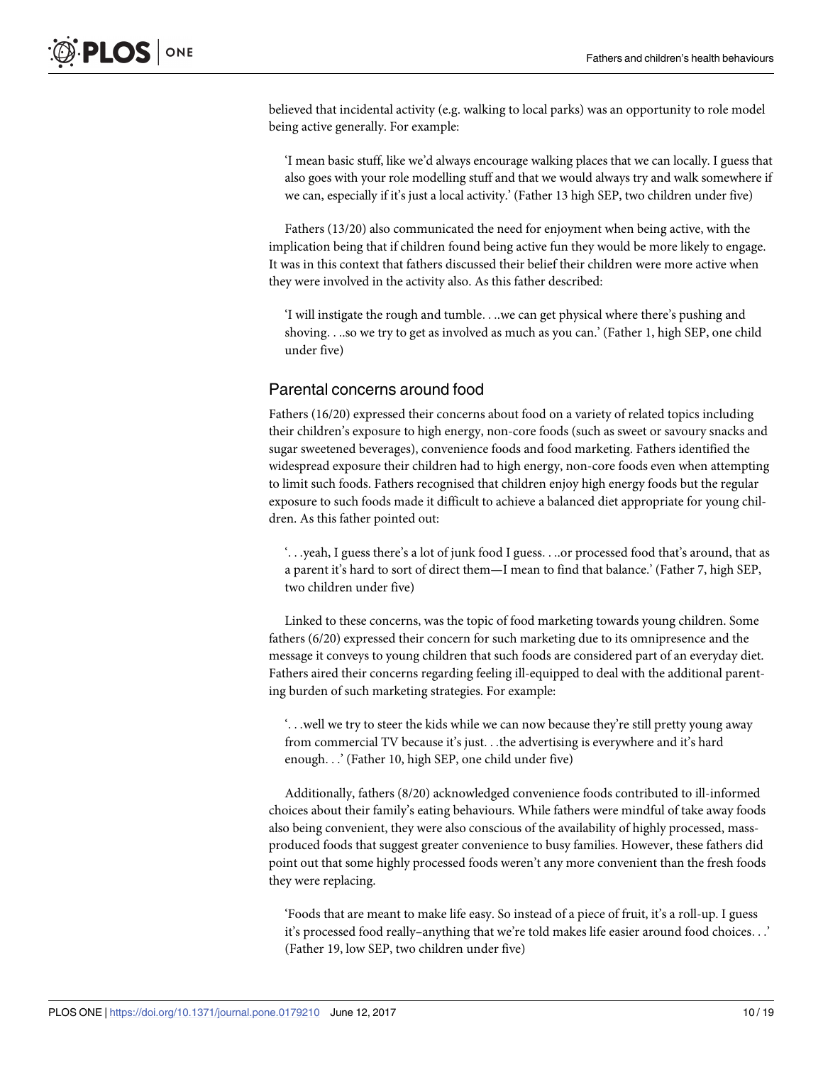believed that incidental activity (e.g. walking to local parks) was an opportunity to role model being active generally. For example:

> 'I mean basic stuff, like we'd always encourage walking places that we can locally. I guess that also goes with your role modelling stuff and that we would always try and walk somewhere if we can, especially if it's just a local activity.' (Father 13 high SEP, two children under five)

Fathers (13/20) also communicated the need for enjoyment when being active, with the implication being that if children found being active fun they would be more likely to engage. It was in this context that fathers discussed their belief their children were more active when they were involved in the activity also. As this father described:

> 'I will instigate the rough and tumble. . ..we can get physical where there's pushing and shoving. . ..so we try to get as involved as much as you can.' (Father 1, high SEP, one child under five)

## Parental concerns around food

Fathers (16/20) expressed their concerns about food on a variety of related topics including their children's exposure to high energy, non-core foods (such as sweet or savoury snacks and sugar sweetened beverages), convenience foods and food marketing. Fathers identified the widespread exposure their children had to high energy, non-core foods even when attempting to limit such foods. Fathers recognised that children enjoy high energy foods but the regular exposure to such foods made it difficult to achieve a balanced diet appropriate for young children. As this father pointed out:

> '. . .yeah, I guess there's a lot of junk food I guess. . ..or processed food that's around, that as a parent it's hard to sort of direct them—I mean to find that balance.' (Father 7, high SEP, two children under five)

Linked to these concerns, was the topic of food marketing towards young children. Some fathers (6/20) expressed their concern for such marketing due to its omnipresence and the message it conveys to young children that such foods are considered part of an everyday diet. Fathers aired their concerns regarding feeling ill-equipped to deal with the additional parenting burden of such marketing strategies. For example:

> '. . .well we try to steer the kids while we can now because they're still pretty young away from commercial TV because it's just. . .the advertising is everywhere and it's hard enough. . .' (Father 10, high SEP, one child under five)

Additionally, fathers (8/20) acknowledged convenience foods contributed to ill-informed choices about their family's eating behaviours. While fathers were mindful of take away foods also being convenient, they were also conscious of the availability of highly processed, mass-produced foods that suggest greater convenience to busy families. However, these fathers did point out that some highly processed foods weren't any more convenient than the fresh foods they were replacing.

> 'Foods that are meant to make life easy. So instead of a piece of fruit, it's a roll-up. I guess it's processed food really–anything that we're told makes life easier around food choices. . .' (Father 19, low SEP, two children under five)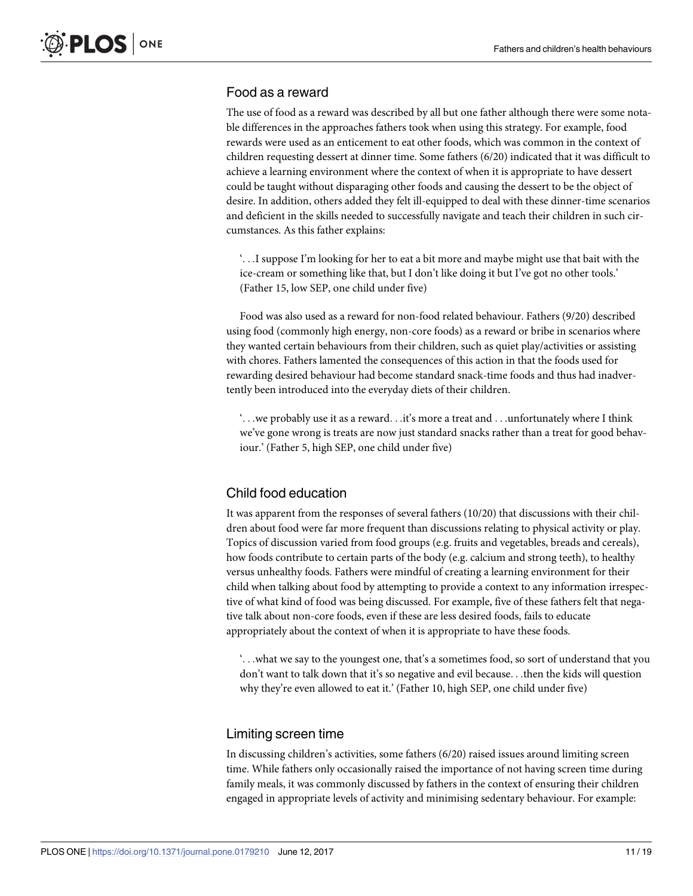### Food as a reward

The use of food as a reward was described by all but one father although there were some notable differences in the approaches fathers took when using this strategy. For example, food rewards were used as an enticement to eat other foods, which was common in the context of children requesting dessert at dinner time. Some fathers (6/20) indicated that it was difficult to achieve a learning environment where the context of when it is appropriate to have dessert could be taught without disparaging other foods and causing the dessert to be the object of desire. In addition, others added they felt ill-equipped to deal with these dinner-time scenarios and deficient in the skills needed to successfully navigate and teach their children in such circumstances. As this father explains:

> '. . .I suppose I'm looking for her to eat a bit more and maybe might use that bait with the ice-cream or something like that, but I don't like doing it but I've got no other tools.' (Father 15, low SEP, one child under five)

Food was also used as a reward for non-food related behaviour. Fathers (9/20) described using food (commonly high energy, non-core foods) as a reward or bribe in scenarios where they wanted certain behaviours from their children, such as quiet play/activities or assisting with chores. Fathers lamented the consequences of this action in that the foods used for rewarding desired behaviour had become standard snack-time foods and thus had inadvertently been introduced into the everyday diets of their children.

> '. . .we probably use it as a reward. . .it's more a treat and . . .unfortunately where I think we've gone wrong is treats are now just standard snacks rather than a treat for good behaviour.' (Father 5, high SEP, one child under five)

### Child food education

It was apparent from the responses of several fathers (10/20) that discussions with their children about food were far more frequent than discussions relating to physical activity or play. Topics of discussion varied from food groups (e.g. fruits and vegetables, breads and cereals), how foods contribute to certain parts of the body (e.g. calcium and strong teeth), to healthy versus unhealthy foods. Fathers were mindful of creating a learning environment for their child when talking about food by attempting to provide a context to any information irrespective of what kind of food was being discussed. For example, five of these fathers felt that negative talk about non-core foods, even if these are less desired foods, fails to educate appropriately about the context of when it is appropriate to have these foods.

> '. . .what we say to the youngest one, that's a sometimes food, so sort of understand that you don't want to talk down that it's so negative and evil because. . .then the kids will question why they're even allowed to eat it.' (Father 10, high SEP, one child under five)

### Limiting screen time

In discussing children's activities, some fathers (6/20) raised issues around limiting screen time. While fathers only occasionally raised the importance of not having screen time during family meals, it was commonly discussed by fathers in the context of ensuring their children engaged in appropriate levels of activity and minimising sedentary behaviour. For example: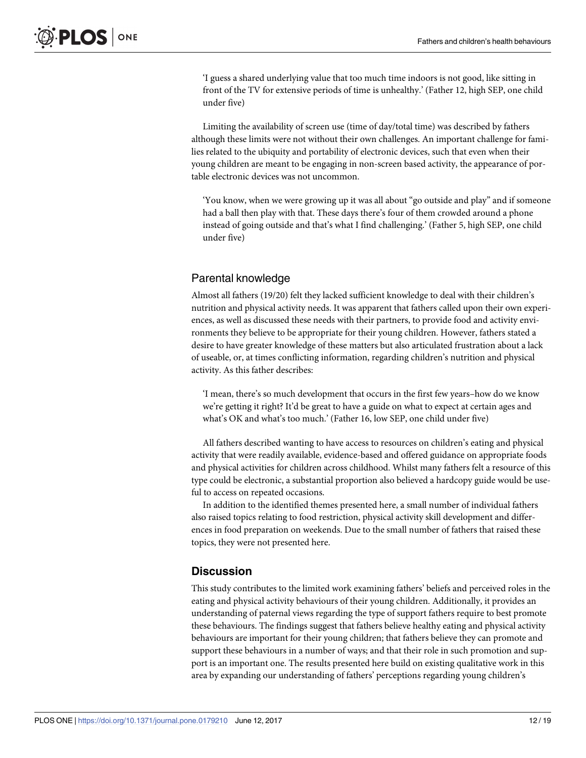> 'I guess a shared underlying value that too much time indoors is not good, like sitting in front of the TV for extensive periods of time is unhealthy.' (Father 12, high SEP, one child under five)

Limiting the availability of screen use (time of day/total time) was described by fathers although these limits were not without their own challenges. An important challenge for families related to the ubiquity and portability of electronic devices, such that even when their young children are meant to be engaging in non-screen based activity, the appearance of portable electronic devices was not uncommon.

> 'You know, when we were growing up it was all about "go outside and play" and if someone had a ball then play with that. These days there's four of them crowded around a phone instead of going outside and that's what I find challenging.' (Father 5, high SEP, one child under five)

### Parental knowledge

Almost all fathers (19/20) felt they lacked sufficient knowledge to deal with their children's nutrition and physical activity needs. It was apparent that fathers called upon their own experiences, as well as discussed these needs with their partners, to provide food and activity environments they believe to be appropriate for their young children. However, fathers stated a desire to have greater knowledge of these matters but also articulated frustration about a lack of useable, or, at times conflicting information, regarding children's nutrition and physical activity. As this father describes:

> 'I mean, there's so much development that occurs in the first few years–how do we know we're getting it right? It'd be great to have a guide on what to expect at certain ages and what's OK and what's too much.' (Father 16, low SEP, one child under five)

All fathers described wanting to have access to resources on children's eating and physical activity that were readily available, evidence-based and offered guidance on appropriate foods and physical activities for children across childhood. Whilst many fathers felt a resource of this type could be electronic, a substantial proportion also believed a hardcopy guide would be useful to access on repeated occasions.

In addition to the identified themes presented here, a small number of individual fathers also raised topics relating to food restriction, physical activity skill development and differences in food preparation on weekends. Due to the small number of fathers that raised these topics, they were not presented here.

## Discussion

This study contributes to the limited work examining fathers' beliefs and perceived roles in the eating and physical activity behaviours of their young children. Additionally, it provides an understanding of paternal views regarding the type of support fathers require to best promote these behaviours. The findings suggest that fathers believe healthy eating and physical activity behaviours are important for their young children; that fathers believe they can promote and support these behaviours in a number of ways; and that their role in such promotion and support is an important one. The results presented here build on existing qualitative work in this area by expanding our understanding of fathers' perceptions regarding young children's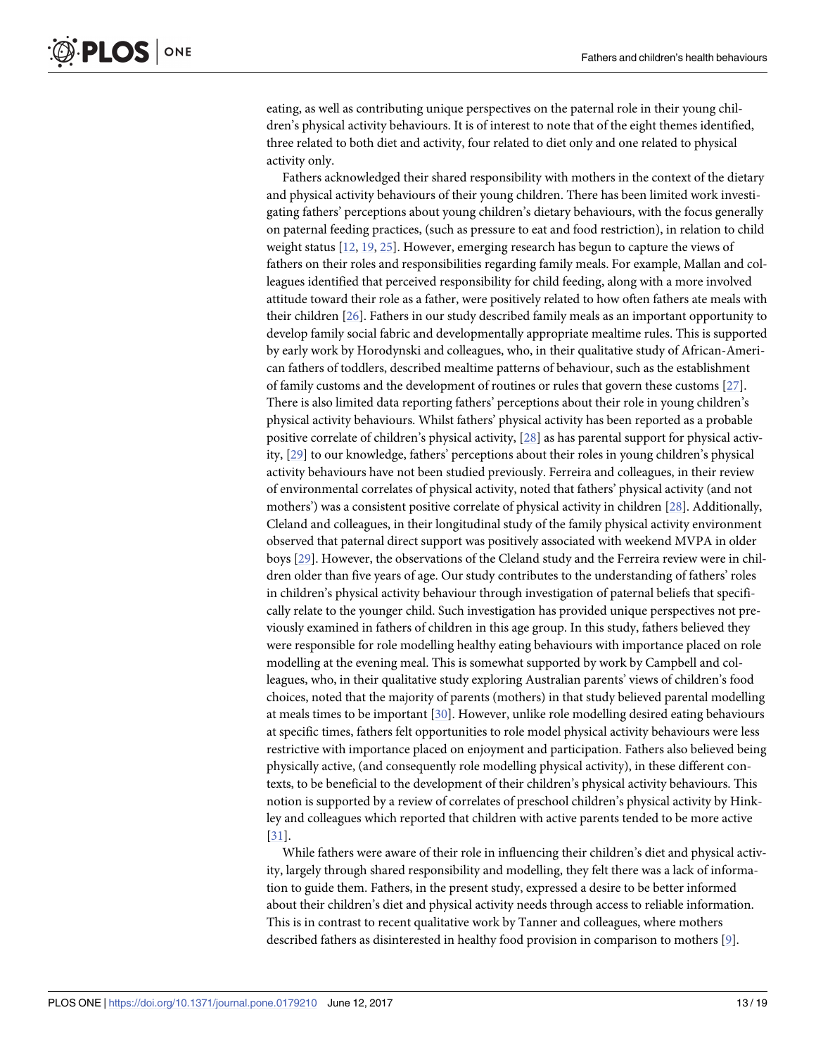eating, as well as contributing unique perspectives on the paternal role in their young children's physical activity behaviours. It is of interest to note that of the eight themes identified, three related to both diet and activity, four related to diet only and one related to physical activity only.

Fathers acknowledged their shared responsibility with mothers in the context of the dietary and physical activity behaviours of their young children. There has been limited work investigating fathers' perceptions about young children's dietary behaviours, with the focus generally on paternal feeding practices, (such as pressure to eat and food restriction), in relation to child weight status [12, 19, 25]. However, emerging research has begun to capture the views of fathers on their roles and responsibilities regarding family meals. For example, Mallan and colleagues identified that perceived responsibility for child feeding, along with a more involved attitude toward their role as a father, were positively related to how often fathers ate meals with their children [26]. Fathers in our study described family meals as an important opportunity to develop family social fabric and developmentally appropriate mealtime rules. This is supported by early work by Horodynski and colleagues, who, in their qualitative study of African-American fathers of toddlers, described mealtime patterns of behaviour, such as the establishment of family customs and the development of routines or rules that govern these customs [27]. There is also limited data reporting fathers' perceptions about their role in young children's physical activity behaviours. Whilst fathers' physical activity has been reported as a probable positive correlate of children's physical activity, [28] as has parental support for physical activity, [29] to our knowledge, fathers' perceptions about their roles in young children's physical activity behaviours have not been studied previously. Ferreira and colleagues, in their review of environmental correlates of physical activity, noted that fathers' physical activity (and not mothers') was a consistent positive correlate of physical activity in children [28]. Additionally, Cleland and colleagues, in their longitudinal study of the family physical activity environment observed that paternal direct support was positively associated with weekend MVPA in older boys [29]. However, the observations of the Cleland study and the Ferreira review were in children older than five years of age. Our study contributes to the understanding of fathers' roles in children's physical activity behaviour through investigation of paternal beliefs that specifically relate to the younger child. Such investigation has provided unique perspectives not previously examined in fathers of children in this age group. In this study, fathers believed they were responsible for role modelling healthy eating behaviours with importance placed on role modelling at the evening meal. This is somewhat supported by work by Campbell and colleagues, who, in their qualitative study exploring Australian parents' views of children's food choices, noted that the majority of parents (mothers) in that study believed parental modelling at meals times to be important [30]. However, unlike role modelling desired eating behaviours at specific times, fathers felt opportunities to role model physical activity behaviours were less restrictive with importance placed on enjoyment and participation. Fathers also believed being physically active, (and consequently role modelling physical activity), in these different contexts, to be beneficial to the development of their children's physical activity behaviours. This notion is supported by a review of correlates of preschool children's physical activity by Hinkley and colleagues which reported that children with active parents tended to be more active [31].

While fathers were aware of their role in influencing their children's diet and physical activity, largely through shared responsibility and modelling, they felt there was a lack of information to guide them. Fathers, in the present study, expressed a desire to be better informed about their children's diet and physical activity needs through access to reliable information. This is in contrast to recent qualitative work by Tanner and colleagues, where mothers described fathers as disinterested in healthy food provision in comparison to mothers [9].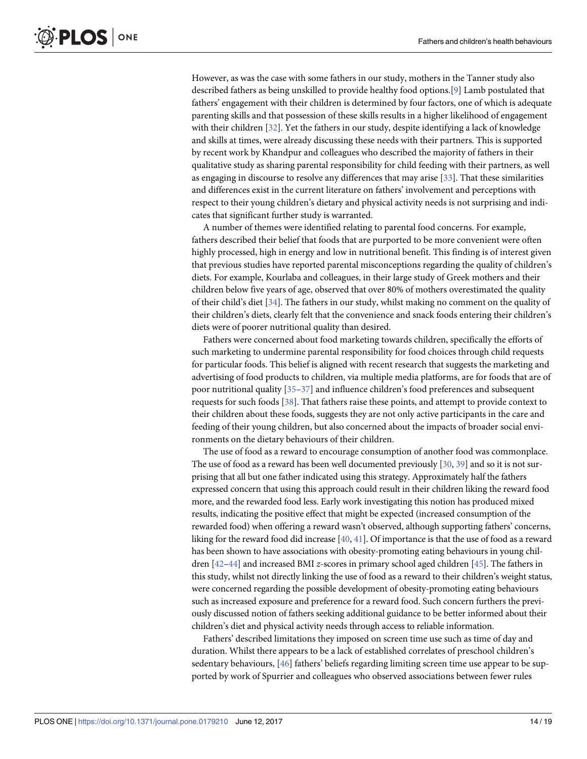However, as was the case with some fathers in our study, mothers in the Tanner study also described fathers as being unskilled to provide healthy food options.[9] Lamb postulated that fathers' engagement with their children is determined by four factors, one of which is adequate parenting skills and that possession of these skills results in a higher likelihood of engagement with their children [32]. Yet the fathers in our study, despite identifying a lack of knowledge and skills at times, were already discussing these needs with their partners. This is supported by recent work by Khandpur and colleagues who described the majority of fathers in their qualitative study as sharing parental responsibility for child feeding with their partners, as well as engaging in discourse to resolve any differences that may arise [33]. That these similarities and differences exist in the current literature on fathers' involvement and perceptions with respect to their young children's dietary and physical activity needs is not surprising and indicates that significant further study is warranted.

A number of themes were identified relating to parental food concerns. For example, fathers described their belief that foods that are purported to be more convenient were often highly processed, high in energy and low in nutritional benefit. This finding is of interest given that previous studies have reported parental misconceptions regarding the quality of children's diets. For example, Kourlaba and colleagues, in their large study of Greek mothers and their children below five years of age, observed that over 80% of mothers overestimated the quality of their child's diet [34]. The fathers in our study, whilst making no comment on the quality of their children's diets, clearly felt that the convenience and snack foods entering their children's diets were of poorer nutritional quality than desired.

Fathers were concerned about food marketing towards children, specifically the efforts of such marketing to undermine parental responsibility for food choices through child requests for particular foods. This belief is aligned with recent research that suggests the marketing and advertising of food products to children, via multiple media platforms, are for foods that are of poor nutritional quality [35–37] and influence children's food preferences and subsequent requests for such foods [38]. That fathers raise these points, and attempt to provide context to their children about these foods, suggests they are not only active participants in the care and feeding of their young children, but also concerned about the impacts of broader social environments on the dietary behaviours of their children.

The use of food as a reward to encourage consumption of another food was commonplace. The use of food as a reward has been well documented previously [30, 39] and so it is not surprising that all but one father indicated using this strategy. Approximately half the fathers expressed concern that using this approach could result in their children liking the reward food more, and the rewarded food less. Early work investigating this notion has produced mixed results, indicating the positive effect that might be expected (increased consumption of the rewarded food) when offering a reward wasn't observed, although supporting fathers' concerns, liking for the reward food did increase [40, 41]. Of importance is that the use of food as a reward has been shown to have associations with obesity-promoting eating behaviours in young children [42–44] and increased BMI $z$-scores in primary school aged children [45]. The fathers in this study, whilst not directly linking the use of food as a reward to their children's weight status, were concerned regarding the possible development of obesity-promoting eating behaviours such as increased exposure and preference for a reward food. Such concern furthers the previously discussed notion of fathers seeking additional guidance to be better informed about their children's diet and physical activity needs through access to reliable information.

Fathers' described limitations they imposed on screen time use such as time of day and duration. Whilst there appears to be a lack of established correlates of preschool children's sedentary behaviours, [46] fathers' beliefs regarding limiting screen time use appear to be supported by work of Spurrier and colleagues who observed associations between fewer rules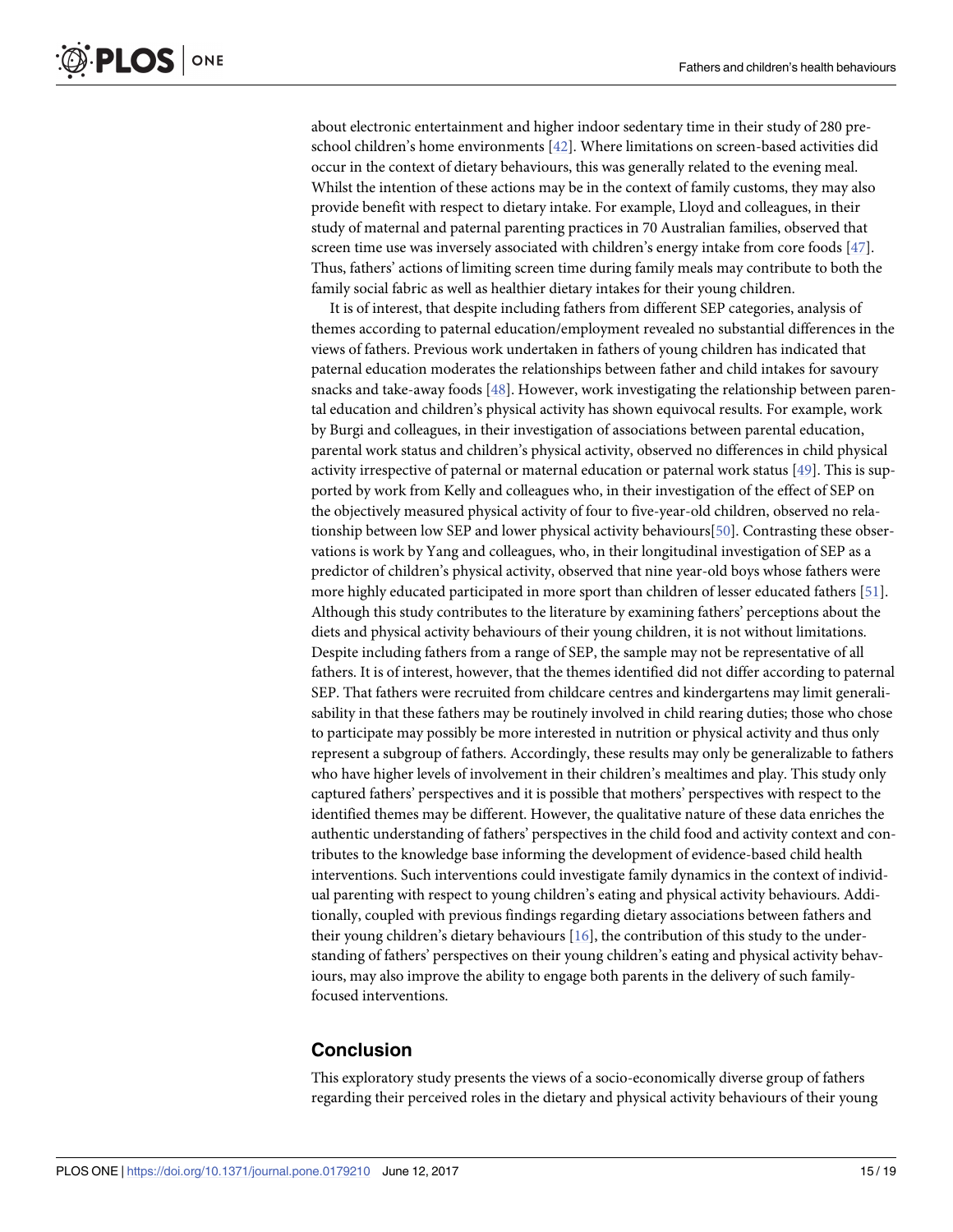about electronic entertainment and higher indoor sedentary time in their study of 280 pre-school children's home environments [42]. Where limitations on screen-based activities did occur in the context of dietary behaviours, this was generally related to the evening meal. Whilst the intention of these actions may be in the context of family customs, they may also provide benefit with respect to dietary intake. For example, Lloyd and colleagues, in their study of maternal and paternal parenting practices in 70 Australian families, observed that screen time use was inversely associated with children's energy intake from core foods [47]. Thus, fathers' actions of limiting screen time during family meals may contribute to both the family social fabric as well as healthier dietary intakes for their young children.

It is of interest, that despite including fathers from different SEP categories, analysis of themes according to paternal education/employment revealed no substantial differences in the views of fathers. Previous work undertaken in fathers of young children has indicated that paternal education moderates the relationships between father and child intakes for savoury snacks and take-away foods [48]. However, work investigating the relationship between parental education and children's physical activity has shown equivocal results. For example, work by Burgi and colleagues, in their investigation of associations between parental education, parental work status and children's physical activity, observed no differences in child physical activity irrespective of paternal or maternal education or paternal work status [49]. This is supported by work from Kelly and colleagues who, in their investigation of the effect of SEP on the objectively measured physical activity of four to five-year-old children, observed no relationship between low SEP and lower physical activity behaviours[50]. Contrasting these observations is work by Yang and colleagues, who, in their longitudinal investigation of SEP as a predictor of children's physical activity, observed that nine year-old boys whose fathers were more highly educated participated in more sport than children of lesser educated fathers [51]. Although this study contributes to the literature by examining fathers' perceptions about the diets and physical activity behaviours of their young children, it is not without limitations. Despite including fathers from a range of SEP, the sample may not be representative of all fathers. It is of interest, however, that the themes identified did not differ according to paternal SEP. That fathers were recruited from childcare centres and kindergartens may limit generalisability in that these fathers may be routinely involved in child rearing duties; those who chose to participate may possibly be more interested in nutrition or physical activity and thus only represent a subgroup of fathers. Accordingly, these results may only be generalizable to fathers who have higher levels of involvement in their children's mealtimes and play. This study only captured fathers' perspectives and it is possible that mothers' perspectives with respect to the identified themes may be different. However, the qualitative nature of these data enriches the authentic understanding of fathers' perspectives in the child food and activity context and contributes to the knowledge base informing the development of evidence-based child health interventions. Such interventions could investigate family dynamics in the context of individual parenting with respect to young children's eating and physical activity behaviours. Additionally, coupled with previous findings regarding dietary associations between fathers and their young children's dietary behaviours [16], the contribution of this study to the understanding of fathers' perspectives on their young children's eating and physical activity behaviours, may also improve the ability to engage both parents in the delivery of such family-focused interventions.

## Conclusion

This exploratory study presents the views of a socio-economically diverse group of fathers regarding their perceived roles in the dietary and physical activity behaviours of their young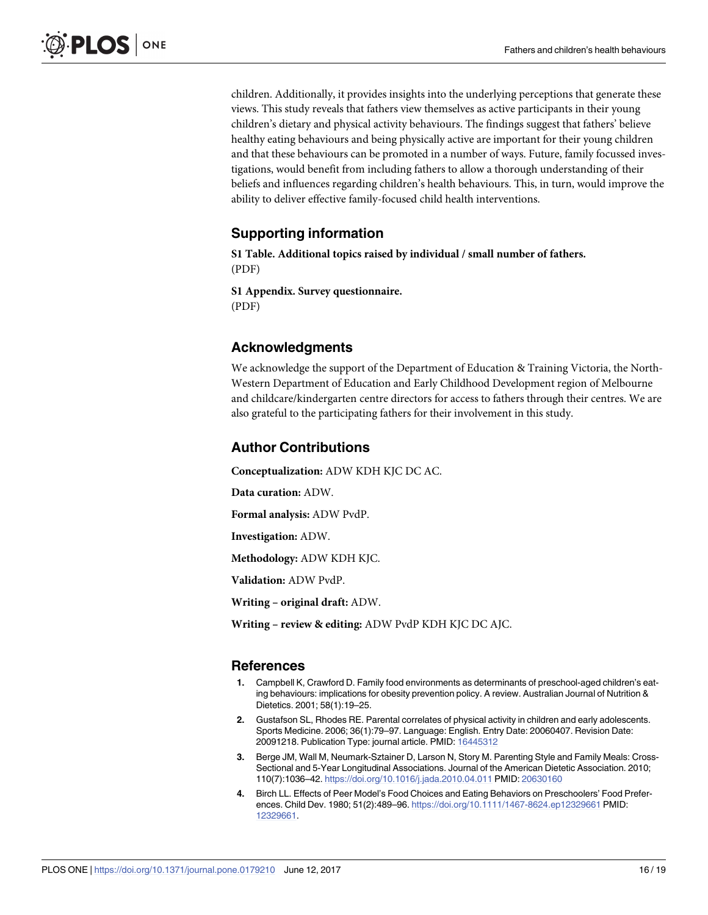children. Additionally, it provides insights into the underlying perceptions that generate these views. This study reveals that fathers view themselves as active participants in their young children's dietary and physical activity behaviours. The findings suggest that fathers' believe healthy eating behaviours and being physically active are important for their young children and that these behaviours can be promoted in a number of ways. Future, family focussed investigations, would benefit from including fathers to allow a thorough understanding of their beliefs and influences regarding children's health behaviours. This, in turn, would improve the ability to deliver effective family-focused child health interventions.

## Supporting information

**S1 Table. Additional topics raised by individual / small number of fathers.**
(PDF)

**S1 Appendix. Survey questionnaire.**
(PDF)

## Acknowledgments

We acknowledge the support of the Department of Education & Training Victoria, the North-Western Department of Education and Early Childhood Development region of Melbourne and childcare/kindergarten centre directors for access to fathers through their centres. We are also grateful to the participating fathers for their involvement in this study.

## Author Contributions

**Conceptualization:** ADW KDH KJC DC AC.

**Data curation:** ADW.

**Formal analysis:** ADW PvdP.

**Investigation:** ADW.

**Methodology:** ADW KDH KJC.

**Validation:** ADW PvdP.

**Writing – original draft:** ADW.

**Writing – review & editing:** ADW PvdP KDH KJC DC AJC.

## References

1. Campbell K, Crawford D. Family food environments as determinants of preschool-aged children's eating behaviours: implications for obesity prevention policy. A review. Australian Journal of Nutrition & Dietetics. 2001; 58(1):19–25.
2. Gustafson SL, Rhodes RE. Parental correlates of physical activity in children and early adolescents. Sports Medicine. 2006; 36(1):79–97. Language: English. Entry Date: 20060407. Revision Date: 20091218. Publication Type: journal article. PMID: 16445312
3. Berge JM, Wall M, Neumark-Sztainer D, Larson N, Story M. Parenting Style and Family Meals: Cross-Sectional and 5-Year Longitudinal Associations. Journal of the American Dietetic Association. 2010; 110(7):1036–42. https://doi.org/10.1016/j.jada.2010.04.011 PMID: 20630160
4. Birch LL. Effects of Peer Model's Food Choices and Eating Behaviors on Preschoolers' Food Preferences. Child Dev. 1980; 51(2):489–96. https://doi.org/10.1111/1467-8624.ep12329661 PMID: 12329661.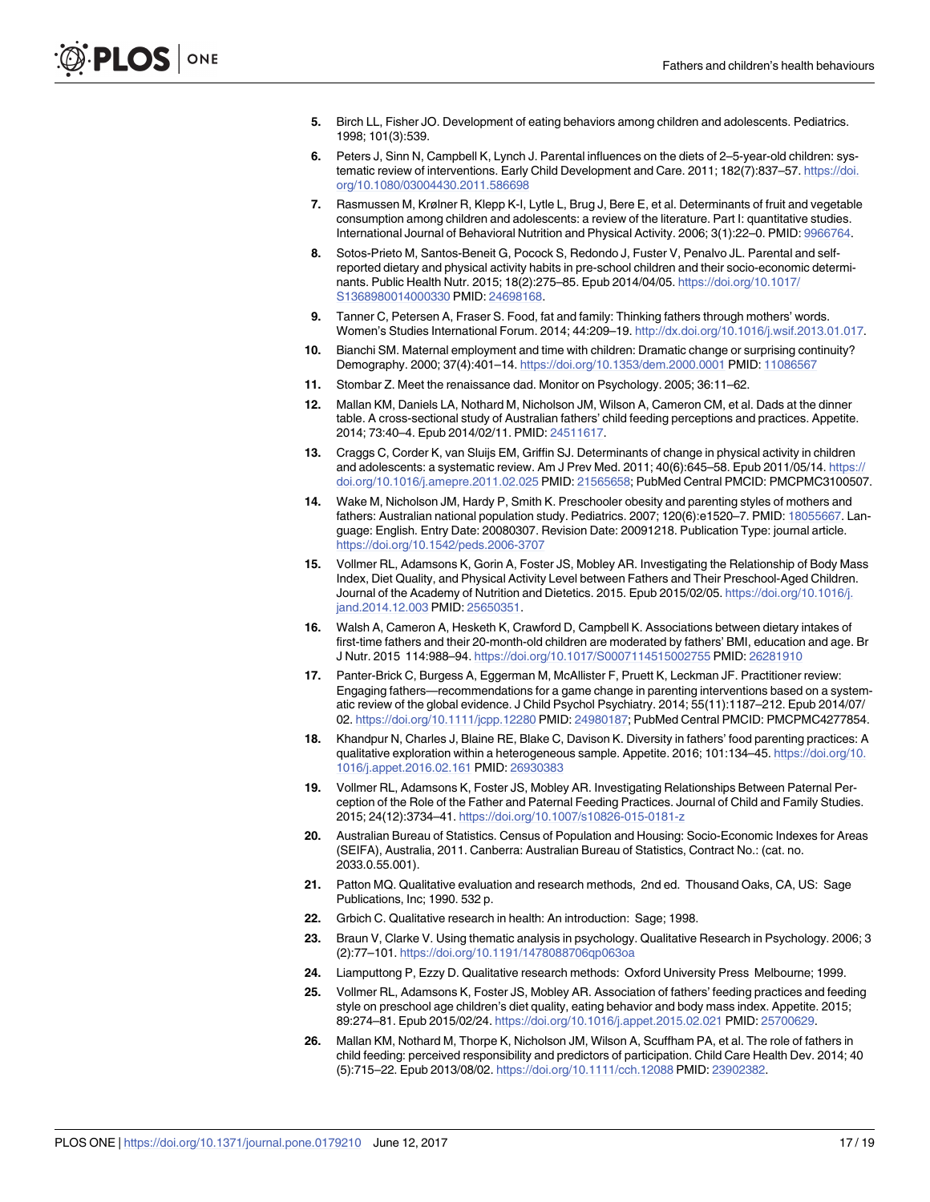5. Birch LL, Fisher JO. Development of eating behaviors among children and adolescents. Pediatrics. 1998; 101(3):539.
6. Peters J, Sinn N, Campbell K, Lynch J. Parental influences on the diets of 2–5-year-old children: systematic review of interventions. Early Child Development and Care. 2011; 182(7):837–57. https://doi.org/10.1080/03004430.2011.586698
7. Rasmussen M, Krølner R, Klepp K-I, Lytle L, Brug J, Bere E, et al. Determinants of fruit and vegetable consumption among children and adolescents: a review of the literature. Part I: quantitative studies. International Journal of Behavioral Nutrition and Physical Activity. 2006; 3(1):22–0. PMID: 9966764.
8. Sotos-Prieto M, Santos-Beneit G, Pocock S, Redondo J, Fuster V, Penalvo JL. Parental and self-reported dietary and physical activity habits in pre-school children and their socio-economic determinants. Public Health Nutr. 2015; 18(2):275–85. Epub 2014/04/05. https://doi.org/10.1017/S1368980014000330 PMID: 24698168.
9. Tanner C, Petersen A, Fraser S. Food, fat and family: Thinking fathers through mothers' words. Women's Studies International Forum. 2014; 44:209–19. http://dx.doi.org/10.1016/j.wsif.2013.01.017.
10. Bianchi SM. Maternal employment and time with children: Dramatic change or surprising continuity? Demography. 2000; 37(4):401–14. https://doi.org/10.1353/dem.2000.0001 PMID: 11086567
11. Stombar Z. Meet the renaissance dad. Monitor on Psychology. 2005; 36:11–62.
12. Mallan KM, Daniels LA, Nothard M, Nicholson JM, Wilson A, Cameron CM, et al. Dads at the dinner table. A cross-sectional study of Australian fathers' child feeding perceptions and practices. Appetite. 2014; 73:40–4. Epub 2014/02/11. PMID: 24511617.
13. Craggs C, Corder K, van Sluijs EM, Griffin SJ. Determinants of change in physical activity in children and adolescents: a systematic review. Am J Prev Med. 2011; 40(6):645–58. Epub 2011/05/14. https://doi.org/10.1016/j.amepre.2011.02.025 PMID: 21565658; PubMed Central PMCID: PMCPMC3100507.
14. Wake M, Nicholson JM, Hardy P, Smith K. Preschooler obesity and parenting styles of mothers and fathers: Australian national population study. Pediatrics. 2007; 120(6):e1520–7. PMID: 18055667. Language: English. Entry Date: 20080307. Revision Date: 20091218. Publication Type: journal article. https://doi.org/10.1542/peds.2006-3707
15. Vollmer RL, Adamsons K, Gorin A, Foster JS, Mobley AR. Investigating the Relationship of Body Mass Index, Diet Quality, and Physical Activity Level between Fathers and Their Preschool-Aged Children. Journal of the Academy of Nutrition and Dietetics. 2015. Epub 2015/02/05. https://doi.org/10.1016/j.jand.2014.12.003 PMID: 25650351.
16. Walsh A, Cameron A, Hesketh K, Crawford D, Campbell K. Associations between dietary intakes of first-time fathers and their 20-month-old children are moderated by fathers' BMI, education and age. Br J Nutr. 2015 114:988–94. https://doi.org/10.1017/S0007114515002755 PMID: 26281910
17. Panter-Brick C, Burgess A, Eggerman M, McAllister F, Pruett K, Leckman JF. Practitioner review: Engaging fathers—recommendations for a game change in parenting interventions based on a systematic review of the global evidence. J Child Psychol Psychiatry. 2014; 55(11):1187–212. Epub 2014/07/02. https://doi.org/10.1111/jcpp.12280 PMID: 24980187; PubMed Central PMCID: PMCPMC4277854.
18. Khandpur N, Charles J, Blaine RE, Blake C, Davison K. Diversity in fathers' food parenting practices: A qualitative exploration within a heterogeneous sample. Appetite. 2016; 101:134–45. https://doi.org/10.1016/j.appet.2016.02.161 PMID: 26930383
19. Vollmer RL, Adamsons K, Foster JS, Mobley AR. Investigating Relationships Between Paternal Perception of the Role of the Father and Paternal Feeding Practices. Journal of Child and Family Studies. 2015; 24(12):3734–41. https://doi.org/10.1007/s10826-015-0181-z
20. Australian Bureau of Statistics. Census of Population and Housing: Socio-Economic Indexes for Areas (SEIFA), Australia, 2011. Canberra: Australian Bureau of Statistics, Contract No.: (cat. no. 2033.0.55.001).
21. Patton MQ. Qualitative evaluation and research methods, 2nd ed. Thousand Oaks, CA, US: Sage Publications, Inc; 1990. 532 p.
22. Grbich C. Qualitative research in health: An introduction: Sage; 1998.
23. Braun V, Clarke V. Using thematic analysis in psychology. Qualitative Research in Psychology. 2006; 3 (2):77–101. https://doi.org/10.1191/1478088706qp063oa
24. Liamputtong P, Ezzy D. Qualitative research methods: Oxford University Press Melbourne; 1999.
25. Vollmer RL, Adamsons K, Foster JS, Mobley AR. Association of fathers' feeding practices and feeding style on preschool age children's diet quality, eating behavior and body mass index. Appetite. 2015; 89:274–81. Epub 2015/02/24. https://doi.org/10.1016/j.appet.2015.02.021 PMID: 25700629.
26. Mallan KM, Nothard M, Thorpe K, Nicholson JM, Wilson A, Scuffham PA, et al. The role of fathers in child feeding: perceived responsibility and predictors of participation. Child Care Health Dev. 2014; 40 (5):715–22. Epub 2013/08/02. https://doi.org/10.1111/cch.12088 PMID: 23902382.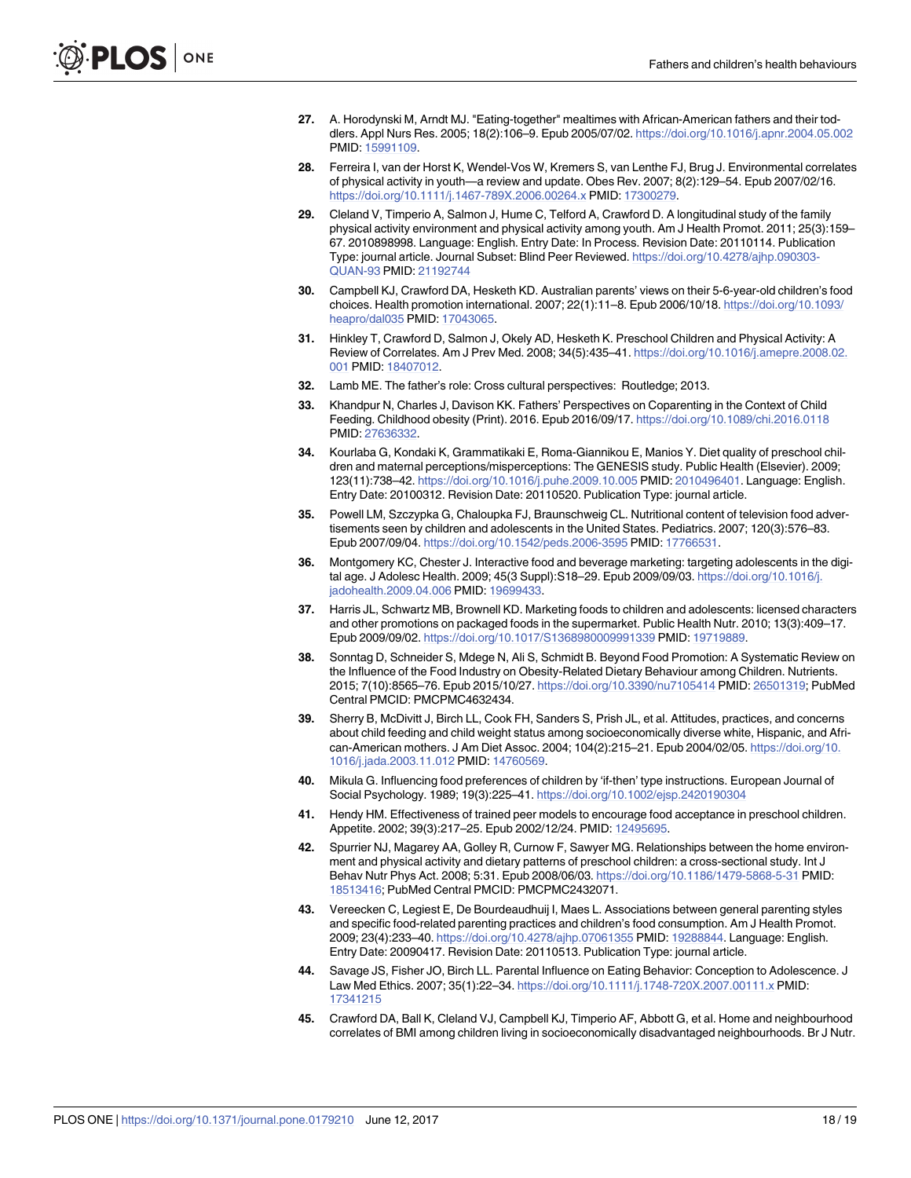27. A. Horodynski M, Arndt MJ. "Eating-together" mealtimes with African-American fathers and their toddlers. Appl Nurs Res. 2005; 18(2):106–9. Epub 2005/07/02. https://doi.org/10.1016/j.apnr.2004.05.002 PMID: 15991109.

28. Ferreira I, van der Horst K, Wendel-Vos W, Kremers S, van Lenthe FJ, Brug J. Environmental correlates of physical activity in youth—a review and update. Obes Rev. 2007; 8(2):129–54. Epub 2007/02/16. https://doi.org/10.1111/j.1467-789X.2006.00264.x PMID: 17300279.

29. Cleland V, Timperio A, Salmon J, Hume C, Telford A, Crawford D. A longitudinal study of the family physical activity environment and physical activity among youth. Am J Health Promot. 2011; 25(3):159–67. 2010898998. Language: English. Entry Date: In Process. Revision Date: 20110114. Publication Type: journal article. Journal Subset: Blind Peer Reviewed. https://doi.org/10.4278/ajhp.090303-QUAN-93 PMID: 21192744

30. Campbell KJ, Crawford DA, Hesketh KD. Australian parents' views on their 5-6-year-old children's food choices. Health promotion international. 2007; 22(1):11–8. Epub 2006/10/18. https://doi.org/10.1093/heapro/dal035 PMID: 17043065.

31. Hinkley T, Crawford D, Salmon J, Okely AD, Hesketh K. Preschool Children and Physical Activity: A Review of Correlates. Am J Prev Med. 2008; 34(5):435–41. https://doi.org/10.1016/j.amepre.2008.02.001 PMID: 18407012.

32. Lamb ME. The father's role: Cross cultural perspectives: Routledge; 2013.

33. Khandpur N, Charles J, Davison KK. Fathers' Perspectives on Coparenting in the Context of Child Feeding. Childhood obesity (Print). 2016. Epub 2016/09/17. https://doi.org/10.1089/chi.2016.0118 PMID: 27636332.

34. Kourlaba G, Kondaki K, Grammatikaki E, Roma-Giannikou E, Manios Y. Diet quality of preschool children and maternal perceptions/misperceptions: The GENESIS study. Public Health (Elsevier). 2009; 123(11):738–42. https://doi.org/10.1016/j.puhe.2009.10.005 PMID: 2010496401. Language: English. Entry Date: 20100312. Revision Date: 20110520. Publication Type: journal article.

35. Powell LM, Szczypka G, Chaloupka FJ, Braunschweig CL. Nutritional content of television food advertisements seen by children and adolescents in the United States. Pediatrics. 2007; 120(3):576–83. Epub 2007/09/04. https://doi.org/10.1542/peds.2006-3595 PMID: 17766531.

36. Montgomery KC, Chester J. Interactive food and beverage marketing: targeting adolescents in the digital age. J Adolesc Health. 2009; 45(3 Suppl):S18–29. Epub 2009/09/03. https://doi.org/10.1016/j.jadohealth.2009.04.006 PMID: 19699433.

37. Harris JL, Schwartz MB, Brownell KD. Marketing foods to children and adolescents: licensed characters and other promotions on packaged foods in the supermarket. Public Health Nutr. 2010; 13(3):409–17. Epub 2009/09/02. https://doi.org/10.1017/S1368980009991339 PMID: 19719889.

38. Sonntag D, Schneider S, Mdege N, Ali S, Schmidt B. Beyond Food Promotion: A Systematic Review on the Influence of the Food Industry on Obesity-Related Dietary Behaviour among Children. Nutrients. 2015; 7(10):8565–76. Epub 2015/10/27. https://doi.org/10.3390/nu7105414 PMID: 26501319; PubMed Central PMCID: PMCPMC4632434.

39. Sherry B, McDivitt J, Birch LL, Cook FH, Sanders S, Prish JL, et al. Attitudes, practices, and concerns about child feeding and child weight status among socioeconomically diverse white, Hispanic, and African-American mothers. J Am Diet Assoc. 2004; 104(2):215–21. Epub 2004/02/05. https://doi.org/10.1016/j.jada.2003.11.012 PMID: 14760569.

40. Mikula G. Influencing food preferences of children by 'if-then' type instructions. European Journal of Social Psychology. 1989; 19(3):225–41. https://doi.org/10.1002/ejsp.2420190304

41. Hendy HM. Effectiveness of trained peer models to encourage food acceptance in preschool children. Appetite. 2002; 39(3):217–25. Epub 2002/12/24. PMID: 12495695.

42. Spurrier NJ, Magarey AA, Golley R, Curnow F, Sawyer MG. Relationships between the home environment and physical activity and dietary patterns of preschool children: a cross-sectional study. Int J Behav Nutr Phys Act. 2008; 5:31. Epub 2008/06/03. https://doi.org/10.1186/1479-5868-5-31 PMID: 18513416; PubMed Central PMCID: PMCPMC2432071.

43. Vereecken C, Legiest E, De Bourdeaudhuij I, Maes L. Associations between general parenting styles and specific food-related parenting practices and children's food consumption. Am J Health Promot. 2009; 23(4):233–40. https://doi.org/10.4278/ajhp.07061355 PMID: 19288844. Language: English. Entry Date: 20090417. Revision Date: 20110513. Publication Type: journal article.

44. Savage JS, Fisher JO, Birch LL. Parental Influence on Eating Behavior: Conception to Adolescence. J Law Med Ethics. 2007; 35(1):22–34. https://doi.org/10.1111/j.1748-720X.2007.00111.x PMID: 17341215

45. Crawford DA, Ball K, Cleland VJ, Campbell KJ, Timperio AF, Abbott G, et al. Home and neighbourhood correlates of BMI among children living in socioeconomically disadvantaged neighbourhoods. Br J Nutr.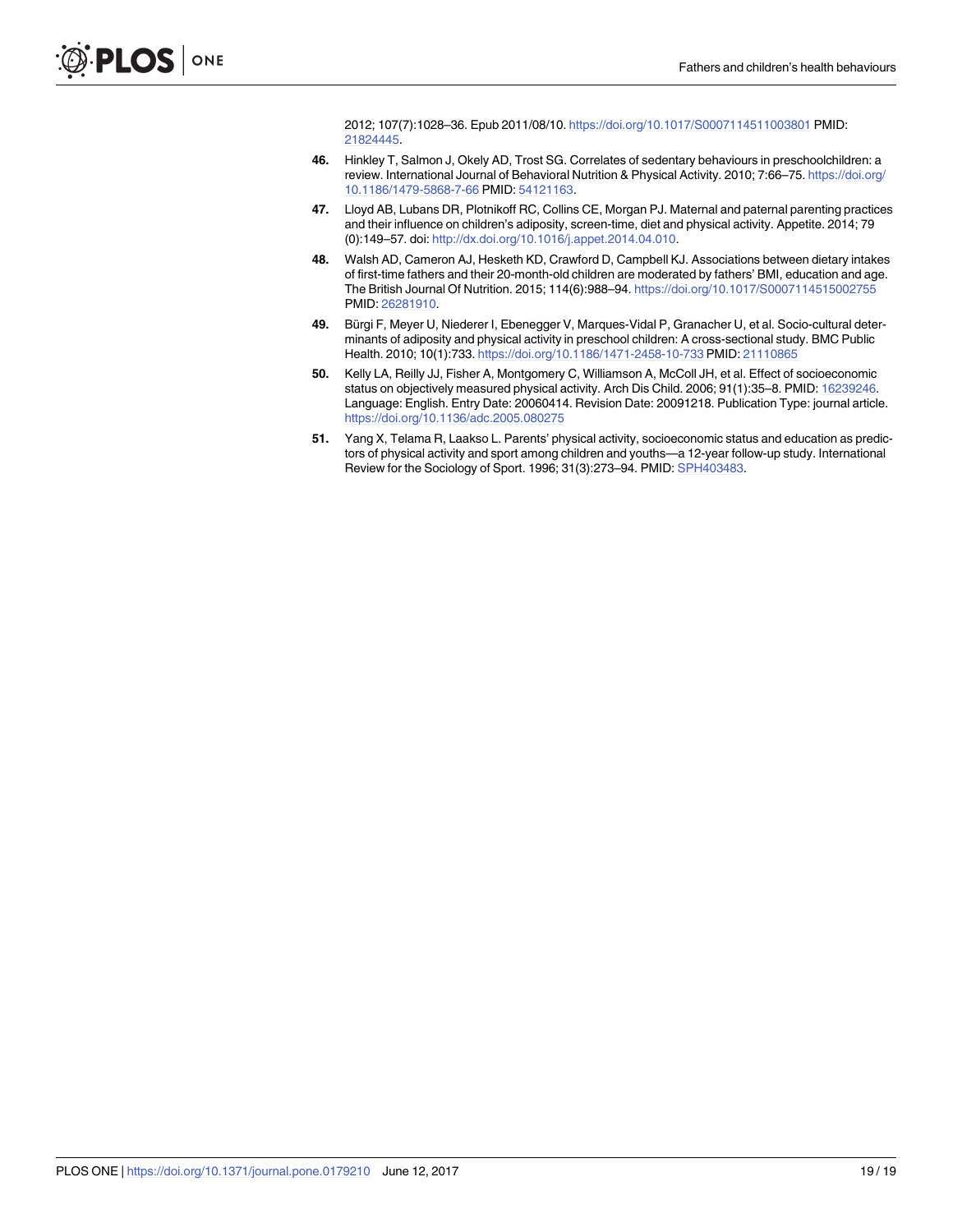2012; 107(7):1028–36. Epub 2011/08/10. https://doi.org/10.1017/S0007114511003801 PMID: 21824445.

46. Hinkley T, Salmon J, Okely AD, Trost SG. Correlates of sedentary behaviours in preschoolchildren: a review. International Journal of Behavioral Nutrition & Physical Activity. 2010; 7:66–75. https://doi.org/10.1186/1479-5868-7-66 PMID: 54121163.

47. Lloyd AB, Lubans DR, Plotnikoff RC, Collins CE, Morgan PJ. Maternal and paternal parenting practices and their influence on children's adiposity, screen-time, diet and physical activity. Appetite. 2014; 79 (0):149–57. doi: http://dx.doi.org/10.1016/j.appet.2014.04.010.

48. Walsh AD, Cameron AJ, Hesketh KD, Crawford D, Campbell KJ. Associations between dietary intakes of first-time fathers and their 20-month-old children are moderated by fathers' BMI, education and age. The British Journal Of Nutrition. 2015; 114(6):988–94. https://doi.org/10.1017/S0007114515002755 PMID: 26281910.

49. Bürgi F, Meyer U, Niederer I, Ebenegger V, Marques-Vidal P, Granacher U, et al. Socio-cultural determinants of adiposity and physical activity in preschool children: A cross-sectional study. BMC Public Health. 2010; 10(1):733. https://doi.org/10.1186/1471-2458-10-733 PMID: 21110865

50. Kelly LA, Reilly JJ, Fisher A, Montgomery C, Williamson A, McColl JH, et al. Effect of socioeconomic status on objectively measured physical activity. Arch Dis Child. 2006; 91(1):35–8. PMID: 16239246. Language: English. Entry Date: 20060414. Revision Date: 20091218. Publication Type: journal article. https://doi.org/10.1136/adc.2005.080275

51. Yang X, Telama R, Laakso L. Parents' physical activity, socioeconomic status and education as predictors of physical activity and sport among children and youths—a 12-year follow-up study. International Review for the Sociology of Sport. 1996; 31(3):273–94. PMID: SPH403483.